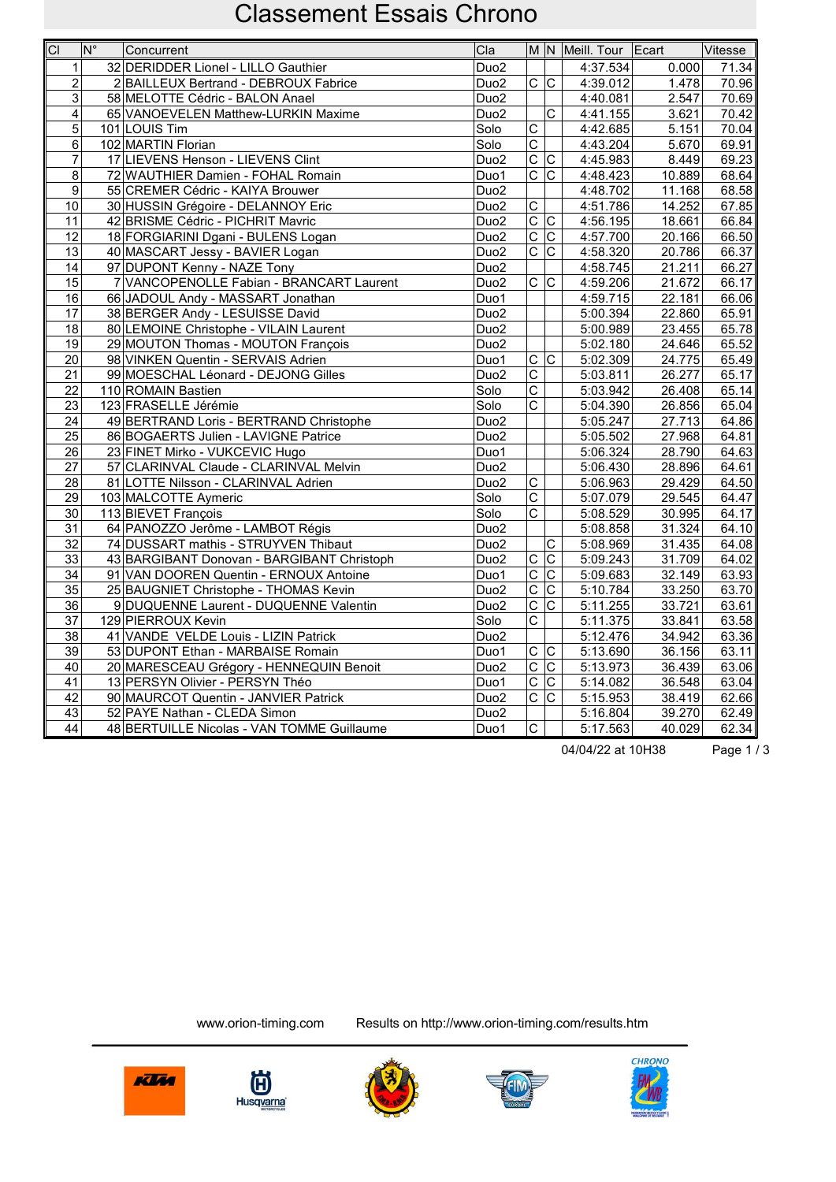# Classement Essais Chrono

| Cl | N° | Concurrent | Cla | M | N | Meill. Tour | Ecart | Vitesse |
|---|---|---|---|---|---|---|---|---|
| 1 | 32 | DERIDDER Lionel - LILLO Gauthier | Duo2 | | | 4:37.534 | 0.000 | 71.34 |
| 2 | 2 | BAILLEUX Bertrand - DEBROUX Fabrice | Duo2 | C | C | 4:39.012 | 1.478 | 70.96 |
| 3 | 58 | MELOTTE Cédric - BALON Anael | Duo2 | | | 4:40.081 | 2.547 | 70.69 |
| 4 | 65 | VANOEVELEN Matthew-LURKIN Maxime | Duo2 | | C | 4:41.155 | 3.621 | 70.42 |
| 5 | 101 | LOUIS Tim | Solo | C | | 4:42.685 | 5.151 | 70.04 |
| 6 | 102 | MARTIN Florian | Solo | C | | 4:43.204 | 5.670 | 69.91 |
| 7 | 17 | LIEVENS Henson - LIEVENS Clint | Duo2 | C | C | 4:45.983 | 8.449 | 69.23 |
| 8 | 72 | WAUTHIER Damien - FOHAL Romain | Duo1 | C | C | 4:48.423 | 10.889 | 68.64 |
| 9 | 55 | CREMER Cédric - KAIYA Brouwer | Duo2 | | | 4:48.702 | 11.168 | 68.58 |
| 10 | 30 | HUSSIN Grégoire - DELANNOY Eric | Duo2 | C | | 4:51.786 | 14.252 | 67.85 |
| 11 | 42 | BRISME Cédric - PICHRIT Mavric | Duo2 | C | C | 4:56.195 | 18.661 | 66.84 |
| 12 | 18 | FORGIARINI Dgani - BULENS Logan | Duo2 | C | C | 4:57.700 | 20.166 | 66.50 |
| 13 | 40 | MASCART Jessy - BAVIER Logan | Duo2 | C | C | 4:58.320 | 20.786 | 66.37 |
| 14 | 97 | DUPONT Kenny - NAZE Tony | Duo2 | | | 4:58.745 | 21.211 | 66.27 |
| 15 | 7 | VANCOPENOLLE Fabian - BRANCART Laurent | Duo2 | C | C | 4:59.206 | 21.672 | 66.17 |
| 16 | 66 | JADOUL Andy - MASSART Jonathan | Duo1 | | | 4:59.715 | 22.181 | 66.06 |
| 17 | 38 | BERGER Andy - LESUISSE David | Duo2 | | | 5:00.394 | 22.860 | 65.91 |
| 18 | 80 | LEMOINE Christophe - VILAIN Laurent | Duo2 | | | 5:00.989 | 23.455 | 65.78 |
| 19 | 29 | MOUTON Thomas - MOUTON François | Duo2 | | | 5:02.180 | 24.646 | 65.52 |
| 20 | 98 | VINKEN Quentin - SERVAIS Adrien | Duo1 | C | C | 5:02.309 | 24.775 | 65.49 |
| 21 | 99 | MOESCHAL Léonard - DEJONG Gilles | Duo2 | C | | 5:03.811 | 26.277 | 65.17 |
| 22 | 110 | ROMAIN Bastien | Solo | C | | 5:03.942 | 26.408 | 65.14 |
| 23 | 123 | FRASELLE Jérémie | Solo | C | | 5:04.390 | 26.856 | 65.04 |
| 24 | 49 | BERTRAND Loris - BERTRAND Christophe | Duo2 | | | 5:05.247 | 27.713 | 64.86 |
| 25 | 86 | BOGAERTS Julien - LAVIGNE Patrice | Duo2 | | | 5:05.502 | 27.968 | 64.81 |
| 26 | 23 | FINET Mirko - VUKCEVIC Hugo | Duo1 | | | 5:06.324 | 28.790 | 64.63 |
| 27 | 57 | CLARINVAL Claude - CLARINVAL Melvin | Duo2 | | | 5:06.430 | 28.896 | 64.61 |
| 28 | 81 | LOTTE Nilsson - CLARINVAL Adrien | Duo2 | C | | 5:06.963 | 29.429 | 64.50 |
| 29 | 103 | MALCOTTE Aymeric | Solo | C | | 5:07.079 | 29.545 | 64.47 |
| 30 | 113 | BIEVET François | Solo | C | | 5:08.529 | 30.995 | 64.17 |
| 31 | 64 | PANOZZO Jerôme - LAMBOT Régis | Duo2 | | | 5:08.858 | 31.324 | 64.10 |
| 32 | 74 | DUSSART mathis - STRUYVEN Thibaut | Duo2 | | C | 5:08.969 | 31.435 | 64.08 |
| 33 | 43 | BARGIBANT Donovan - BARGIBANT Christoph | Duo2 | C | C | 5:09.243 | 31.709 | 64.02 |
| 34 | 91 | VAN DOOREN Quentin - ERNOUX Antoine | Duo1 | C | C | 5:09.683 | 32.149 | 63.93 |
| 35 | 25 | BAUGNIET Christophe - THOMAS Kevin | Duo2 | C | C | 5:10.784 | 33.250 | 63.70 |
| 36 | 9 | DUQUENNE Laurent - DUQUENNE Valentin | Duo2 | C | C | 5:11.255 | 33.721 | 63.61 |
| 37 | 129 | PIERROUX Kevin | Solo | C | | 5:11.375 | 33.841 | 63.58 |
| 38 | 41 | VANDE VELDE Louis - LIZIN Patrick | Duo2 | | | 5:12.476 | 34.942 | 63.36 |
| 39 | 53 | DUPONT Ethan - MARBAISE Romain | Duo1 | C | C | 5:13.690 | 36.156 | 63.11 |
| 40 | 20 | MARESCEAU Grégory - HENNEQUIN Benoit | Duo2 | C | C | 5:13.973 | 36.439 | 63.06 |
| 41 | 13 | PERSYN Olivier - PERSYN Théo | Duo1 | C | C | 5:14.082 | 36.548 | 63.04 |
| 42 | 90 | MAURCOT Quentin - JANVIER Patrick | Duo2 | C | C | 5:15.953 | 38.419 | 62.66 |
| 43 | 52 | PAYE Nathan - CLEDA Simon | Duo2 | | | 5:16.804 | 39.270 | 62.49 |
| 44 | 48 | BERTUILLE Nicolas - VAN TOMME Guillaume | Duo1 | C | | 5:17.563 | 40.029 | 62.34 |

04/04/22 at 10H38

www.orion-timing.com Results on http://www.orion-timing.com/results.htm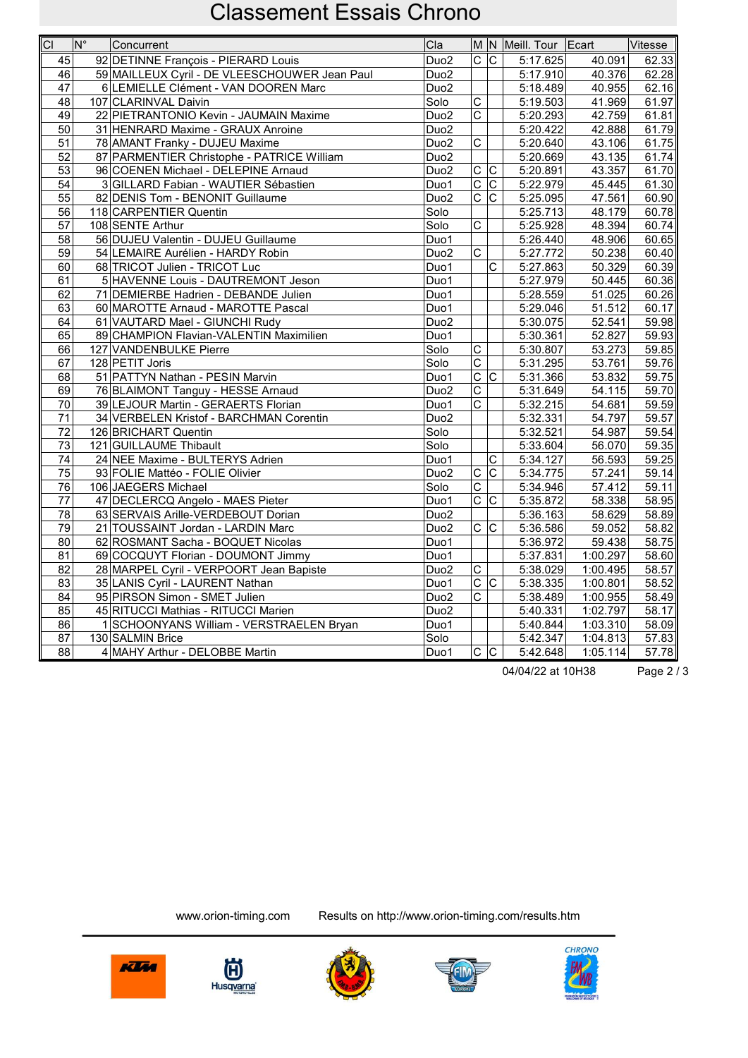# Classement Essais Chrono

| Cl | N° | Concurrent | Cla | M | N | Meill. Tour | Ecart | Vitesse |
|---|---|---|---|---|---|---|---|---|
| 45 | 92 | DETINNE François - PIERARD Louis | Duo2 | C | C | 5:17.625 | 40.091 | 62.33 |
| 46 | 59 | MAILLEUX Cyril - DE VLEESCHOUWER Jean Paul | Duo2 | | | 5:17.910 | 40.376 | 62.28 |
| 47 | 6 | LEMIELLE Clément - VAN DOOREN Marc | Duo2 | | | 5:18.489 | 40.955 | 62.16 |
| 48 | 107 | CLARINVAL Daivin | Solo | C | | 5:19.503 | 41.969 | 61.97 |
| 49 | 22 | PIETRANTONIO Kevin - JAUMAIN Maxime | Duo2 | C | | 5:20.293 | 42.759 | 61.81 |
| 50 | 31 | HENRARD Maxime - GRAUX Anroine | Duo2 | | | 5:20.422 | 42.888 | 61.79 |
| 51 | 78 | AMANT Franky - DUJEU Maxime | Duo2 | C | | 5:20.640 | 43.106 | 61.75 |
| 52 | 87 | PARMENTIER Christophe - PATRICE William | Duo2 | | | 5:20.669 | 43.135 | 61.74 |
| 53 | 96 | COENEN Michael - DELEPINE Arnaud | Duo2 | C | C | 5:20.891 | 43.357 | 61.70 |
| 54 | 3 | GILLARD Fabian - WAUTIER Sébastien | Duo1 | C | C | 5:22.979 | 45.445 | 61.30 |
| 55 | 82 | DENIS Tom - BENONIT Guillaume | Duo2 | C | C | 5:25.095 | 47.561 | 60.90 |
| 56 | 118 | CARPENTIER Quentin | Solo | | | 5:25.713 | 48.179 | 60.78 |
| 57 | 108 | SENTE Arthur | Solo | C | | 5:25.928 | 48.394 | 60.74 |
| 58 | 56 | DUJEU Valentin - DUJEU Guillaume | Duo1 | | | 5:26.440 | 48.906 | 60.65 |
| 59 | 54 | LEMAIRE Aurélien - HARDY Robin | Duo2 | C | | 5:27.772 | 50.238 | 60.40 |
| 60 | 68 | TRICOT Julien - TRICOT Luc | Duo1 | | C | 5:27.863 | 50.329 | 60.39 |
| 61 | 5 | HAVENNE Louis - DAUTREMONT Jeson | Duo1 | | | 5:27.979 | 50.445 | 60.36 |
| 62 | 71 | DEMIERBE Hadrien - DEBANDE Julien | Duo1 | | | 5:28.559 | 51.025 | 60.26 |
| 63 | 60 | MAROTTE Arnaud - MAROTTE Pascal | Duo1 | | | 5:29.046 | 51.512 | 60.17 |
| 64 | 61 | VAUTARD Mael - GIUNCHI Rudy | Duo2 | | | 5:30.075 | 52.541 | 59.98 |
| 65 | 89 | CHAMPION Flavian-VALENTIN Maximilien | Duo1 | | | 5:30.361 | 52.827 | 59.93 |
| 66 | 127 | VANDENBULKE Pierre | Solo | C | | 5:30.807 | 53.273 | 59.85 |
| 67 | 128 | PETIT Joris | Solo | C | | 5:31.295 | 53.761 | 59.76 |
| 68 | 51 | PATTYN Nathan - PESIN Marvin | Duo1 | C | C | 5:31.366 | 53.832 | 59.75 |
| 69 | 76 | BLAIMONT Tanguy - HESSE Arnaud | Duo2 | C | | 5:31.649 | 54.115 | 59.70 |
| 70 | 39 | LEJOUR Martin - GERAERTS Florian | Duo1 | C | | 5:32.215 | 54.681 | 59.59 |
| 71 | 34 | VERBELEN Kristof - BARCHMAN Corentin | Duo2 | | | 5:32.331 | 54.797 | 59.57 |
| 72 | 126 | BRICHART Quentin | Solo | | | 5:32.521 | 54.987 | 59.54 |
| 73 | 121 | GUILLAUME Thibault | Solo | | | 5:33.604 | 56.070 | 59.35 |
| 74 | 24 | NEE Maxime - BULTERYS Adrien | Duo1 | | C | 5:34.127 | 56.593 | 59.25 |
| 75 | 93 | FOLIE Mattéo - FOLIE Olivier | Duo2 | C | C | 5:34.775 | 57.241 | 59.14 |
| 76 | 106 | JAEGERS Michael | Solo | C | | 5:34.946 | 57.412 | 59.11 |
| 77 | 47 | DECLERCQ Angelo - MAES Pieter | Duo1 | C | C | 5:35.872 | 58.338 | 58.95 |
| 78 | 63 | SERVAIS Arille-VERDEBOUT Dorian | Duo2 | | | 5:36.163 | 58.629 | 58.89 |
| 79 | 21 | TOUSSAINT Jordan - LARDIN Marc | Duo2 | C | C | 5:36.586 | 59.052 | 58.82 |
| 80 | 62 | ROSMANT Sacha - BOQUET Nicolas | Duo1 | | | 5:36.972 | 59.438 | 58.75 |
| 81 | 69 | COCQUYT Florian - DOUMONT Jimmy | Duo1 | | | 5:37.831 | 1:00.297 | 58.60 |
| 82 | 28 | MARPEL Cyril - VERPOORT Jean Bapiste | Duo2 | C | | 5:38.029 | 1:00.495 | 58.57 |
| 83 | 35 | LANIS Cyril - LAURENT Nathan | Duo1 | C | C | 5:38.335 | 1:00.801 | 58.52 |
| 84 | 95 | PIRSON Simon - SMET Julien | Duo2 | C | | 5:38.489 | 1:00.955 | 58.49 |
| 85 | 45 | RITUCCI Mathias - RITUCCI Marien | Duo2 | | | 5:40.331 | 1:02.797 | 58.17 |
| 86 | 1 | SCHOONYANS William - VERSTRAELEN Bryan | Duo1 | | | 5:40.844 | 1:03.310 | 58.09 |
| 87 | 130 | SALMIN Brice | Solo | | | 5:42.347 | 1:04.813 | 57.83 |
| 88 | 4 | MAHY Arthur - DELOBBE Martin | Duo1 | C | C | 5:42.648 | 1:05.114 | 57.78 |

04/04/22 at 10H38

www.orion-timing.com Results on http://www.orion-timing.com/results.htm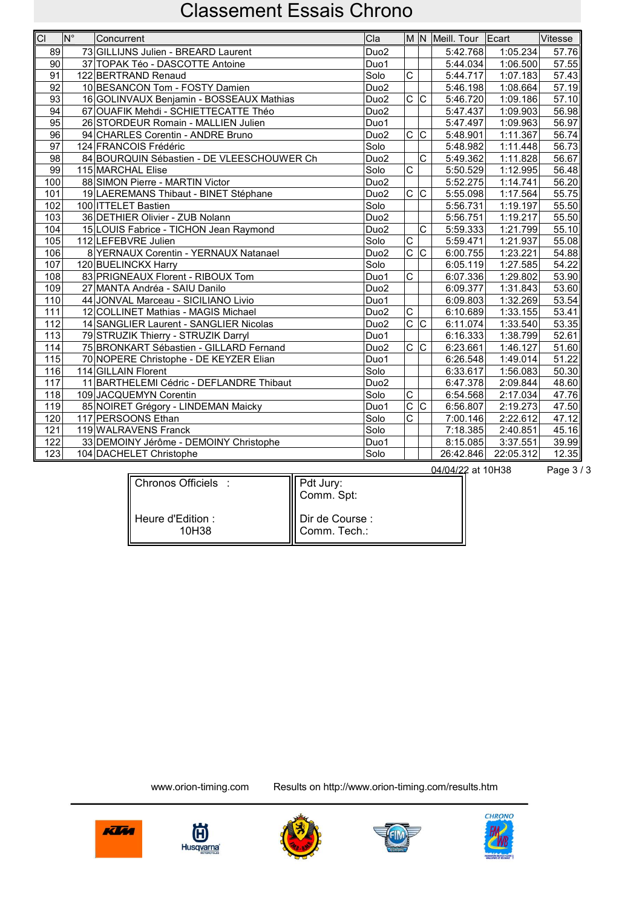# Classement Essais Chrono

| Cl | N° | Concurrent | Cla | M | N | Meill. Tour | Ecart | Vitesse |
|---|---|---|---|---|---|---|---|---|
| 89 | 73 | GILLIJNS Julien - BREARD Laurent | Duo2 | | | 5:42.768 | 1:05.234 | 57.76 |
| 90 | 37 | TOPAK Téo - DASCOTTE Antoine | Duo1 | | | 5:44.034 | 1:06.500 | 57.55 |
| 91 | 122 | BERTRAND Renaud | Solo | C | | 5:44.717 | 1:07.183 | 57.43 |
| 92 | 10 | BESANCON Tom - FOSTY Damien | Duo2 | | | 5:46.198 | 1:08.664 | 57.19 |
| 93 | 16 | GOLINVAUX Benjamin - BOSSEAUX Mathias | Duo2 | C | C | 5:46.720 | 1:09.186 | 57.10 |
| 94 | 67 | OUAFIK Mehdi - SCHIETTECATTE Théo | Duo2 | | | 5:47.437 | 1:09.903 | 56.98 |
| 95 | 26 | STORDEUR Romain - MALLIEN Julien | Duo1 | | | 5:47.497 | 1:09.963 | 56.97 |
| 96 | 94 | CHARLES Corentin - ANDRE Bruno | Duo2 | C | C | 5:48.901 | 1:11.367 | 56.74 |
| 97 | 124 | FRANCOIS Frédéric | Solo | | | 5:48.982 | 1:11.448 | 56.73 |
| 98 | 84 | BOURQUIN Sébastien - DE VLEESCHOUWER Ch | Duo2 | | C | 5:49.362 | 1:11.828 | 56.67 |
| 99 | 115 | MARCHAL Elise | Solo | C | | 5:50.529 | 1:12.995 | 56.48 |
| 100 | 88 | SIMON Pierre - MARTIN Victor | Duo2 | | | 5:52.275 | 1:14.741 | 56.20 |
| 101 | 19 | LAEREMANS Thibaut - BINET Stéphane | Duo2 | C | C | 5:55.098 | 1:17.564 | 55.75 |
| 102 | 100 | ITTELET Bastien | Solo | | | 5:56.731 | 1:19.197 | 55.50 |
| 103 | 36 | DETHIER Olivier - ZUB Nolann | Duo2 | | | 5:56.751 | 1:19.217 | 55.50 |
| 104 | 15 | LOUIS Fabrice - TICHON Jean Raymond | Duo2 | | C | 5:59.333 | 1:21.799 | 55.10 |
| 105 | 112 | LEFEBVRE Julien | Solo | C | | 5:59.471 | 1:21.937 | 55.08 |
| 106 | 8 | YERNAUX Corentin - YERNAUX Natanael | Duo2 | C | C | 6:00.755 | 1:23.221 | 54.88 |
| 107 | 120 | BUELINCKX Harry | Solo | | | 6:05.119 | 1:27.585 | 54.22 |
| 108 | 83 | PRIGNEAUX Florent - RIBOUX Tom | Duo1 | C | | 6:07.336 | 1:29.802 | 53.90 |
| 109 | 27 | MANTA Andréa - SAIU Danilo | Duo2 | | | 6:09.377 | 1:31.843 | 53.60 |
| 110 | 44 | JONVAL Marceau - SICILIANO Livio | Duo1 | | | 6:09.803 | 1:32.269 | 53.54 |
| 111 | 12 | COLLINET Mathias - MAGIS Michael | Duo2 | C | | 6:10.689 | 1:33.155 | 53.41 |
| 112 | 14 | SANGLIER Laurent - SANGLIER Nicolas | Duo2 | C | C | 6:11.074 | 1:33.540 | 53.35 |
| 113 | 79 | STRUZIK Thierry - STRUZIK Darryl | Duo1 | | | 6:16.333 | 1:38.799 | 52.61 |
| 114 | 75 | BRONKART Sébastien - GILLARD Fernand | Duo2 | C | C | 6:23.661 | 1:46.127 | 51.60 |
| 115 | 70 | NOPERE Christophe - DE KEYZER Elian | Duo1 | | | 6:26.548 | 1:49.014 | 51.22 |
| 116 | 114 | GILLAIN Florent | Solo | | | 6:33.617 | 1:56.083 | 50.30 |
| 117 | 11 | BARTHELEMI Cédric - DEFLANDRE Thibaut | Duo2 | | | 6:47.378 | 2:09.844 | 48.60 |
| 118 | 109 | JACQUEMYN Corentin | Solo | C | | 6:54.568 | 2:17.034 | 47.76 |
| 119 | 85 | NOIRET Grégory - LINDEMAN Maicky | Duo1 | C | C | 6:56.807 | 2:19.273 | 47.50 |
| 120 | 117 | PERSOONS Ethan | Solo | C | | 7:00.146 | 2:22.612 | 47.12 |
| 121 | 119 | WALRAVENS Franck | Solo | | | 7:18.385 | 2:40.851 | 45.16 |
| 122 | 33 | DEMOINY Jérôme - DEMOINY Christophe | Duo1 | | | 8:15.085 | 3:37.551 | 39.99 |
| 123 | 104 | DACHELET Christophe | Solo | | | 26:42.846 | 22:05.312 | 12.35 |

04/04/22 at 10H38

| Chronos Officiels : | Pdt Jury: |
|---|---|
| | Comm. Spt: |
| Heure d'Edition : 10H38 | Dir de Course : |
| | Comm. Tech.: |

www.orion-timing.com Results on http://www.orion-timing.com/results.htm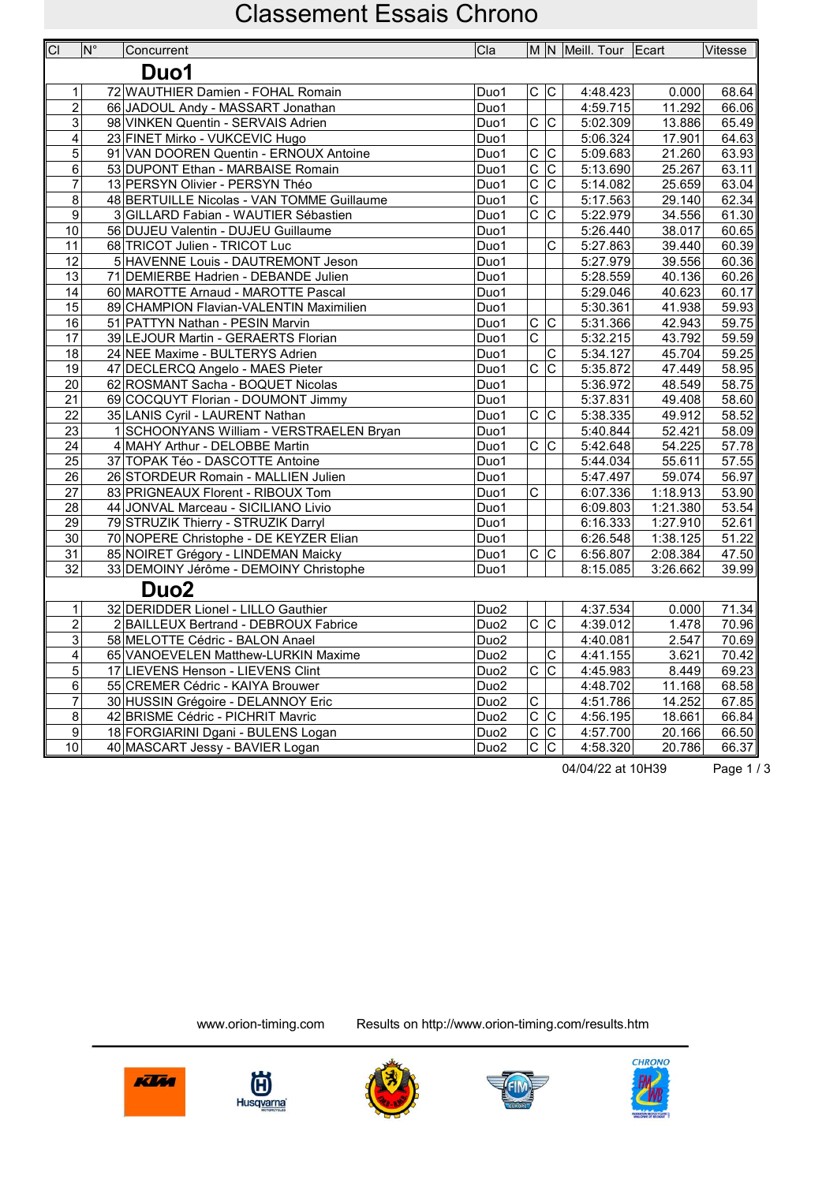# Classement Essais Chrono

| Cl | N° | Concurrent | Cla | M | N | Meill. Tour | Ecart | Vitesse |
|---|---|---|---|---|---|---|---|---|
| **Duo1** | | | | | | | | |
| 1 | 72 | WAUTHIER Damien - FOHAL Romain | Duo1 | C | C | 4:48.423 | 0.000 | 68.64 |
| 2 | 66 | JADOUL Andy - MASSART Jonathan | Duo1 | | | 4:59.715 | 11.292 | 66.06 |
| 3 | 98 | VINKEN Quentin - SERVAIS Adrien | Duo1 | C | C | 5:02.309 | 13.886 | 65.49 |
| 4 | 23 | FINET Mirko - VUKCEVIC Hugo | Duo1 | | | 5:06.324 | 17.901 | 64.63 |
| 5 | 91 | VAN DOOREN Quentin - ERNOUX Antoine | Duo1 | C | C | 5:09.683 | 21.260 | 63.93 |
| 6 | 53 | DUPONT Ethan - MARBAISE Romain | Duo1 | C | C | 5:13.690 | 25.267 | 63.11 |
| 7 | 13 | PERSYN Olivier - PERSYN Théo | Duo1 | C | C | 5:14.082 | 25.659 | 63.04 |
| 8 | 48 | BERTUILLE Nicolas - VAN TOMME Guillaume | Duo1 | C | | 5:17.563 | 29.140 | 62.34 |
| 9 | 3 | GILLARD Fabian - WAUTIER Sébastien | Duo1 | C | C | 5:22.979 | 34.556 | 61.30 |
| 10 | 56 | DUJEU Valentin - DUJEU Guillaume | Duo1 | | | 5:26.440 | 38.017 | 60.65 |
| 11 | 68 | TRICOT Julien - TRICOT Luc | Duo1 | | C | 5:27.863 | 39.440 | 60.39 |
| 12 | 5 | HAVENNE Louis - DAUTREMONT Jeson | Duo1 | | | 5:27.979 | 39.556 | 60.36 |
| 13 | 71 | DEMIERBE Hadrien - DEBANDE Julien | Duo1 | | | 5:28.559 | 40.136 | 60.26 |
| 14 | 60 | MAROTTE Arnaud - MAROTTE Pascal | Duo1 | | | 5:29.046 | 40.623 | 60.17 |
| 15 | 89 | CHAMPION Flavian-VALENTIN Maximilien | Duo1 | | | 5:30.361 | 41.938 | 59.93 |
| 16 | 51 | PATTYN Nathan - PESIN Marvin | Duo1 | C | C | 5:31.366 | 42.943 | 59.75 |
| 17 | 39 | LEJOUR Martin - GERAERTS Florian | Duo1 | C | | 5:32.215 | 43.792 | 59.59 |
| 18 | 24 | NEE Maxime - BULTERYS Adrien | Duo1 | | C | 5:34.127 | 45.704 | 59.25 |
| 19 | 47 | DECLERCQ Angelo - MAES Pieter | Duo1 | C | C | 5:35.872 | 47.449 | 58.95 |
| 20 | 62 | ROSMANT Sacha - BOQUET Nicolas | Duo1 | | | 5:36.972 | 48.549 | 58.75 |
| 21 | 69 | COCQUYT Florian - DOUMONT Jimmy | Duo1 | | | 5:37.831 | 49.408 | 58.60 |
| 22 | 35 | LANIS Cyril - LAURENT Nathan | Duo1 | C | C | 5:38.335 | 49.912 | 58.52 |
| 23 | 1 | SCHOONYANS William - VERSTRAELEN Bryan | Duo1 | | | 5:40.844 | 52.421 | 58.09 |
| 24 | 4 | MAHY Arthur - DELOBBE Martin | Duo1 | C | C | 5:42.648 | 54.225 | 57.78 |
| 25 | 37 | TOPAK Téo - DASCOTTE Antoine | Duo1 | | | 5:44.034 | 55.611 | 57.55 |
| 26 | 26 | STORDEUR Romain - MALLIEN Julien | Duo1 | | | 5:47.497 | 59.074 | 56.97 |
| 27 | 83 | PRIGNEAUX Florent - RIBOUX Tom | Duo1 | C | | 6:07.336 | 1:18.913 | 53.90 |
| 28 | 44 | JONVAL Marceau - SICILIANO Livio | Duo1 | | | 6:09.803 | 1:21.380 | 53.54 |
| 29 | 79 | STRUZIK Thierry - STRUZIK Darryl | Duo1 | | | 6:16.333 | 1:27.910 | 52.61 |
| 30 | 70 | NOPERE Christophe - DE KEYZER Elian | Duo1 | | | 6:26.548 | 1:38.125 | 51.22 |
| 31 | 85 | NOIRET Grégory - LINDEMAN Maicky | Duo1 | C | C | 6:56.807 | 2:08.384 | 47.50 |
| 32 | 33 | DEMOINY Jérôme - DEMOINY Christophe | Duo1 | | | 8:15.085 | 3:26.662 | 39.99 |
| **Duo2** | | | | | | | | |
| 1 | 32 | DERIDDER Lionel - LILLO Gauthier | Duo2 | | | 4:37.534 | 0.000 | 71.34 |
| 2 | 2 | BAILLEUX Bertrand - DEBROUX Fabrice | Duo2 | C | C | 4:39.012 | 1.478 | 70.96 |
| 3 | 58 | MELOTTE Cédric - BALON Anael | Duo2 | | | 4:40.081 | 2.547 | 70.69 |
| 4 | 65 | VANOEVELEN Matthew-LURKIN Maxime | Duo2 | | C | 4:41.155 | 3.621 | 70.42 |
| 5 | 17 | LIEVENS Henson - LIEVENS Clint | Duo2 | C | C | 4:45.983 | 8.449 | 69.23 |
| 6 | 55 | CREMER Cédric - KAIYA Brouwer | Duo2 | | | 4:48.702 | 11.168 | 68.58 |
| 7 | 30 | HUSSIN Grégoire - DELANNOY Eric | Duo2 | C | | 4:51.786 | 14.252 | 67.85 |
| 8 | 42 | BRISME Cédric - PICHRIT Mavric | Duo2 | C | C | 4:56.195 | 18.661 | 66.84 |
| 9 | 18 | FORGIARINI Dgani - BULENS Logan | Duo2 | C | C | 4:57.700 | 20.166 | 66.50 |
| 10 | 40 | MASCART Jessy - BAVIER Logan | Duo2 | C | C | 4:58.320 | 20.786 | 66.37 |

04/04/22 at 10H39

www.orion-timing.com Results on http://www.orion-timing.com/results.htm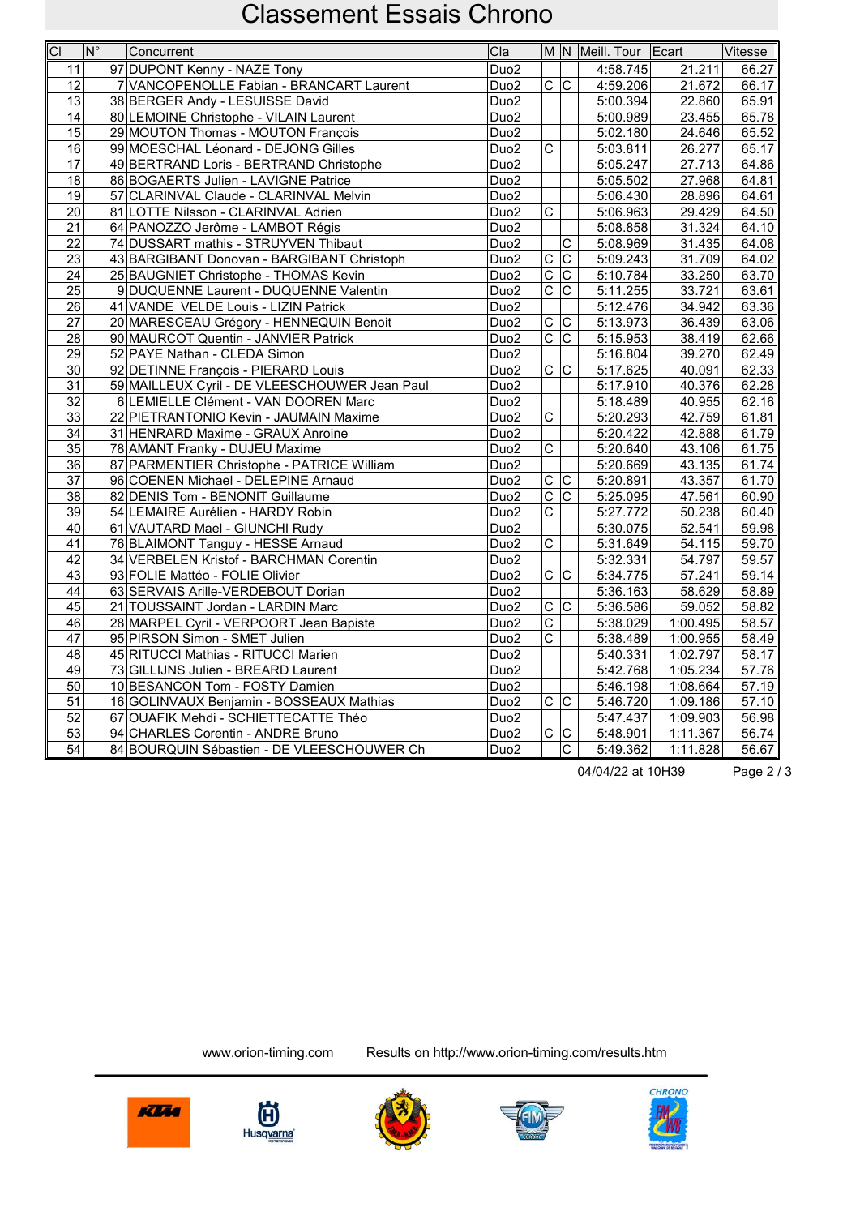# Classement Essais Chrono

| Cl | N° | Concurrent | Cla | M | N | Meill. Tour | Ecart | Vitesse |
|---|---|---|---|---|---|---|---|---|
| 11 | 97 | DUPONT Kenny - NAZE Tony | Duo2 | | | 4:58.745 | 21.211 | 66.27 |
| 12 | 7 | VANCOPENOLLE Fabian - BRANCART Laurent | Duo2 | C | C | 4:59.206 | 21.672 | 66.17 |
| 13 | 38 | BERGER Andy - LESUISSE David | Duo2 | | | 5:00.394 | 22.860 | 65.91 |
| 14 | 80 | LEMOINE Christophe - VILAIN Laurent | Duo2 | | | 5:00.989 | 23.455 | 65.78 |
| 15 | 29 | MOUTON Thomas - MOUTON François | Duo2 | | | 5:02.180 | 24.646 | 65.52 |
| 16 | 99 | MOESCHAL Léonard - DEJONG Gilles | Duo2 | C | | 5:03.811 | 26.277 | 65.17 |
| 17 | 49 | BERTRAND Loris - BERTRAND Christophe | Duo2 | | | 5:05.247 | 27.713 | 64.86 |
| 18 | 86 | BOGAERTS Julien - LAVIGNE Patrice | Duo2 | | | 5:05.502 | 27.968 | 64.81 |
| 19 | 57 | CLARINVAL Claude - CLARINVAL Melvin | Duo2 | | | 5:06.430 | 28.896 | 64.61 |
| 20 | 81 | LOTTE Nilsson - CLARINVAL Adrien | Duo2 | C | | 5:06.963 | 29.429 | 64.50 |
| 21 | 64 | PANOZZO Jerôme - LAMBOT Régis | Duo2 | | | 5:08.858 | 31.324 | 64.10 |
| 22 | 74 | DUSSART mathis - STRUYVEN Thibaut | Duo2 | | C | 5:08.969 | 31.435 | 64.08 |
| 23 | 43 | BARGIBANT Donovan - BARGIBANT Christoph | Duo2 | C | C | 5:09.243 | 31.709 | 64.02 |
| 24 | 25 | BAUGNIET Christophe - THOMAS Kevin | Duo2 | C | C | 5:10.784 | 33.250 | 63.70 |
| 25 | 9 | DUQUENNE Laurent - DUQUENNE Valentin | Duo2 | C | C | 5:11.255 | 33.721 | 63.61 |
| 26 | 41 | VANDE VELDE Louis - LIZIN Patrick | Duo2 | | | 5:12.476 | 34.942 | 63.36 |
| 27 | 20 | MARESCEAU Grégory - HENNEQUIN Benoit | Duo2 | C | C | 5:13.973 | 36.439 | 63.06 |
| 28 | 90 | MAURCOT Quentin - JANVIER Patrick | Duo2 | C | C | 5:15.953 | 38.419 | 62.66 |
| 29 | 52 | PAYE Nathan - CLEDA Simon | Duo2 | | | 5:16.804 | 39.270 | 62.49 |
| 30 | 92 | DETINNE François - PIERARD Louis | Duo2 | C | C | 5:17.625 | 40.091 | 62.33 |
| 31 | 59 | MAILLEUX Cyril - DE VLEESCHOUWER Jean Paul | Duo2 | | | 5:17.910 | 40.376 | 62.28 |
| 32 | 6 | LEMIELLE Clément - VAN DOOREN Marc | Duo2 | | | 5:18.489 | 40.955 | 62.16 |
| 33 | 22 | PIETRANTONIO Kevin - JAUMAIN Maxime | Duo2 | C | | 5:20.293 | 42.759 | 61.81 |
| 34 | 31 | HENRARD Maxime - GRAUX Anroine | Duo2 | | | 5:20.422 | 42.888 | 61.79 |
| 35 | 78 | AMANT Franky - DUJEU Maxime | Duo2 | C | | 5:20.640 | 43.106 | 61.75 |
| 36 | 87 | PARMENTIER Christophe - PATRICE William | Duo2 | | | 5:20.669 | 43.135 | 61.74 |
| 37 | 96 | COENEN Michael - DELEPINE Arnaud | Duo2 | C | C | 5:20.891 | 43.357 | 61.70 |
| 38 | 82 | DENIS Tom - BENONIT Guillaume | Duo2 | C | C | 5:25.095 | 47.561 | 60.90 |
| 39 | 54 | LEMAIRE Aurélien - HARDY Robin | Duo2 | C | | 5:27.772 | 50.238 | 60.40 |
| 40 | 61 | VAUTARD Mael - GIUNCHI Rudy | Duo2 | | | 5:30.075 | 52.541 | 59.98 |
| 41 | 76 | BLAIMONT Tanguy - HESSE Arnaud | Duo2 | C | | 5:31.649 | 54.115 | 59.70 |
| 42 | 34 | VERBELEN Kristof - BARCHMAN Corentin | Duo2 | | | 5:32.331 | 54.797 | 59.57 |
| 43 | 93 | FOLIE Mattéo - FOLIE Olivier | Duo2 | C | C | 5:34.775 | 57.241 | 59.14 |
| 44 | 63 | SERVAIS Arille-VERDEBOUT Dorian | Duo2 | | | 5:36.163 | 58.629 | 58.89 |
| 45 | 21 | TOUSSAINT Jordan - LARDIN Marc | Duo2 | C | C | 5:36.586 | 59.052 | 58.82 |
| 46 | 28 | MARPEL Cyril - VERPOORT Jean Bapiste | Duo2 | C | | 5:38.029 | 1:00.495 | 58.57 |
| 47 | 95 | PIRSON Simon - SMET Julien | Duo2 | C | | 5:38.489 | 1:00.955 | 58.49 |
| 48 | 45 | RITUCCI Mathias - RITUCCI Marien | Duo2 | | | 5:40.331 | 1:02.797 | 58.17 |
| 49 | 73 | GILLIJNS Julien - BREARD Laurent | Duo2 | | | 5:42.768 | 1:05.234 | 57.76 |
| 50 | 10 | BESANCON Tom - FOSTY Damien | Duo2 | | | 5:46.198 | 1:08.664 | 57.19 |
| 51 | 16 | GOLINVAUX Benjamin - BOSSEAUX Mathias | Duo2 | C | C | 5:46.720 | 1:09.186 | 57.10 |
| 52 | 67 | OUAFIK Mehdi - SCHIETTECATTE Théo | Duo2 | | | 5:47.437 | 1:09.903 | 56.98 |
| 53 | 94 | CHARLES Corentin - ANDRE Bruno | Duo2 | C | C | 5:48.901 | 1:11.367 | 56.74 |
| 54 | 84 | BOURQUIN Sébastien - DE VLEESCHOUWER Ch | Duo2 | | C | 5:49.362 | 1:11.828 | 56.67 |

04/04/22 at 10H39

www.orion-timing.com Results on http://www.orion-timing.com/results.htm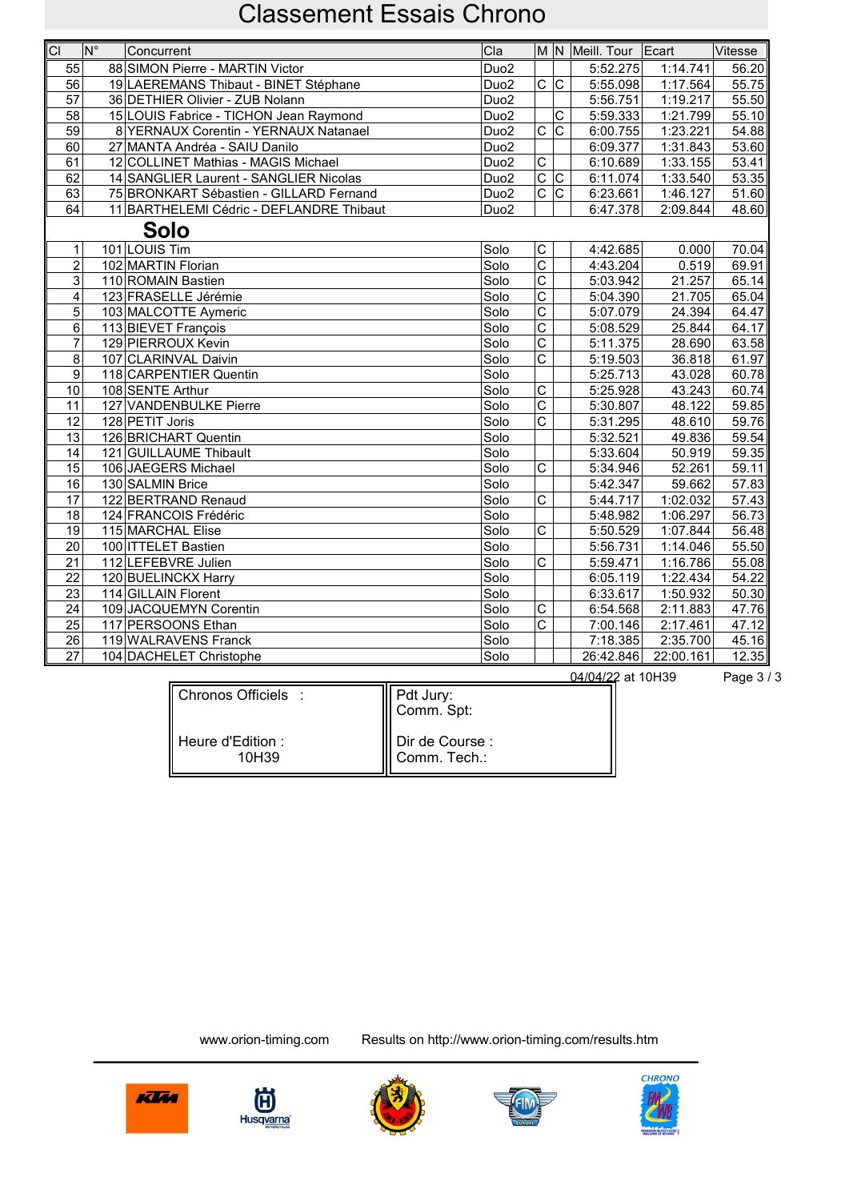# Classement Essais Chrono

| Cl | N° | Concurrent | Cla | M | N | Meill. Tour | Ecart | Vitesse |
|---|---|---|---|---|---|---|---|---|
| 55 | 88 | SIMON Pierre - MARTIN Victor | Duo2 | | | 5:52.275 | 1:14.741 | 56.20 |
| 56 | 19 | LAEREMANS Thibaut - BINET Stéphane | Duo2 | C | C | 5:55.098 | 1:17.564 | 55.75 |
| 57 | 36 | DETHIER Olivier - ZUB Nolann | Duo2 | | | 5:56.751 | 1:19.217 | 55.50 |
| 58 | 15 | LOUIS Fabrice - TICHON Jean Raymond | Duo2 | | C | 5:59.333 | 1:21.799 | 55.10 |
| 59 | 8 | YERNAUX Corentin - YERNAUX Natanael | Duo2 | C | C | 6:00.755 | 1:23.221 | 54.88 |
| 60 | 27 | MANTA Andréa - SAIU Danilo | Duo2 | | | 6:09.377 | 1:31.843 | 53.60 |
| 61 | 12 | COLLINET Mathias - MAGIS Michael | Duo2 | C | | 6:10.689 | 1:33.155 | 53.41 |
| 62 | 14 | SANGLIER Laurent - SANGLIER Nicolas | Duo2 | C | C | 6:11.074 | 1:33.540 | 53.35 |
| 63 | 75 | BRONKART Sébastien - GILLARD Fernand | Duo2 | C | C | 6:23.661 | 1:46.127 | 51.60 |
| 64 | 11 | BARTHELEMI Cédric - DEFLANDRE Thibaut | Duo2 | | | 6:47.378 | 2:09.844 | 48.60 |
| | | **Solo** | | | | | | |
| 1 | 101 | LOUIS Tim | Solo | C | | 4:42.685 | 0.000 | 70.04 |
| 2 | 102 | MARTIN Florian | Solo | C | | 4:43.204 | 0.519 | 69.91 |
| 3 | 110 | ROMAIN Bastien | Solo | C | | 5:03.942 | 21.257 | 65.14 |
| 4 | 123 | FRASELLE Jérémie | Solo | C | | 5:04.390 | 21.705 | 65.04 |
| 5 | 103 | MALCOTTE Aymeric | Solo | C | | 5:07.079 | 24.394 | 64.47 |
| 6 | 113 | BIEVET François | Solo | C | | 5:08.529 | 25.844 | 64.17 |
| 7 | 129 | PIERROUX Kevin | Solo | C | | 5:11.375 | 28.690 | 63.58 |
| 8 | 107 | CLARINVAL Daivin | Solo | C | | 5:19.503 | 36.818 | 61.97 |
| 9 | 118 | CARPENTIER Quentin | Solo | | | 5:25.713 | 43.028 | 60.78 |
| 10 | 108 | SENTE Arthur | Solo | C | | 5:25.928 | 43.243 | 60.74 |
| 11 | 127 | VANDENBULKE Pierre | Solo | C | | 5:30.807 | 48.122 | 59.85 |
| 12 | 128 | PETIT Joris | Solo | C | | 5:31.295 | 48.610 | 59.76 |
| 13 | 126 | BRICHART Quentin | Solo | | | 5:32.521 | 49.836 | 59.54 |
| 14 | 121 | GUILLAUME Thibault | Solo | | | 5:33.604 | 50.919 | 59.35 |
| 15 | 106 | JAEGERS Michael | Solo | C | | 5:34.946 | 52.261 | 59.11 |
| 16 | 130 | SALMIN Brice | Solo | | | 5:42.347 | 59.662 | 57.83 |
| 17 | 122 | BERTRAND Renaud | Solo | C | | 5:44.717 | 1:02.032 | 57.43 |
| 18 | 124 | FRANCOIS Frédéric | Solo | | | 5:48.982 | 1:06.297 | 56.73 |
| 19 | 115 | MARCHAL Elise | Solo | C | | 5:50.529 | 1:07.844 | 56.48 |
| 20 | 100 | ITTELET Bastien | Solo | | | 5:56.731 | 1:14.046 | 55.50 |
| 21 | 112 | LEFEBVRE Julien | Solo | C | | 5:59.471 | 1:16.786 | 55.08 |
| 22 | 120 | BUELINCKX Harry | Solo | | | 6:05.119 | 1:22.434 | 54.22 |
| 23 | 114 | GILLAIN Florent | Solo | | | 6:33.617 | 1:50.932 | 50.30 |
| 24 | 109 | JACQUEMYN Corentin | Solo | C | | 6:54.568 | 2:11.883 | 47.76 |
| 25 | 117 | PERSOONS Ethan | Solo | C | | 7:00.146 | 2:17.461 | 47.12 |
| 26 | 119 | WALRAVENS Franck | Solo | | | 7:18.385 | 2:35.700 | 45.16 |
| 27 | 104 | DACHELET Christophe | Solo | | | 26:42.846 | 22:00.161 | 12.35 |

04/04/22 at 10H39

| Chronos Officiels : | Pdt Jury: |
|---|---|
| | Comm. Spt: |
| Heure d'Edition : 10H39 | Dir de Course : |
| | Comm. Tech.: |

www.orion-timing.com Results on http://www.orion-timing.com/results.htm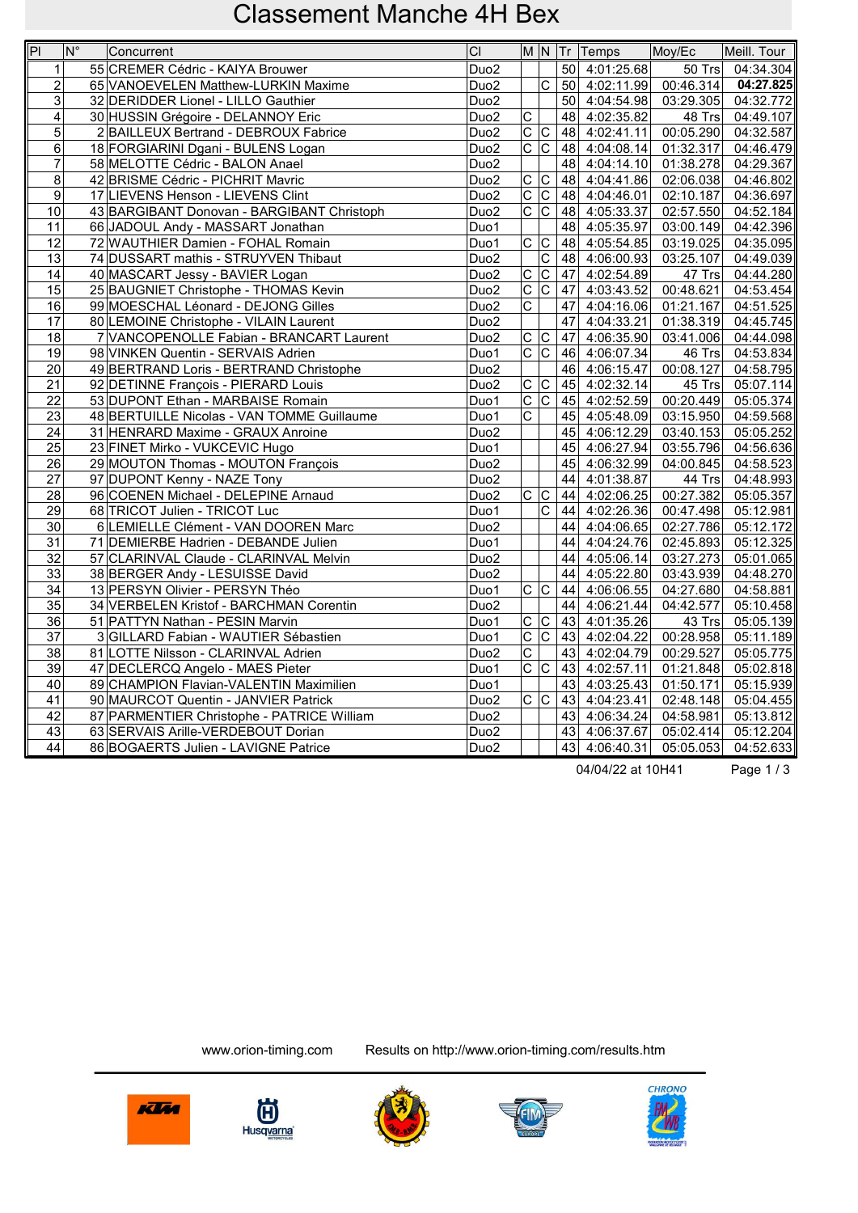# Classement Manche 4H Bex

| Pl | N° | Concurrent | Cl | M | N | Tr | Temps | Moy/Ec | Meill. Tour |
|---|---|---|---|---|---|---|---|---|---|
| 1 | 55 | CREMER Cédric - KAIYA Brouwer | Duo2 | | | 50 | 4:01:25.68 | 50 Trs | 04:34.304 |
| 2 | 65 | VANOEVELEN Matthew-LURKIN Maxime | Duo2 | | C | 50 | 4:02:11.99 | 00:46.314 | **04:27.825** |
| 3 | 32 | DERIDDER Lionel - LILLO Gauthier | Duo2 | | | 50 | 4:04:54.98 | 03:29.305 | 04:32.772 |
| 4 | 30 | HUSSIN Grégoire - DELANNOY Eric | Duo2 | C | | 48 | 4:02:35.82 | 48 Trs | 04:49.107 |
| 5 | 2 | BAILLEUX Bertrand - DEBROUX Fabrice | Duo2 | C | C | 48 | 4:02:41.11 | 00:05.290 | 04:32.587 |
| 6 | 18 | FORGIARINI Dgani - BULENS Logan | Duo2 | C | C | 48 | 4:04:08.14 | 01:32.317 | 04:46.479 |
| 7 | 58 | MELOTTE Cédric - BALON Anael | Duo2 | | | 48 | 4:04:14.10 | 01:38.278 | 04:29.367 |
| 8 | 42 | BRISME Cédric - PICHRIT Mavric | Duo2 | C | C | 48 | 4:04:41.86 | 02:06.038 | 04:46.802 |
| 9 | 17 | LIEVENS Henson - LIEVENS Clint | Duo2 | C | C | 48 | 4:04:46.01 | 02:10.187 | 04:36.697 |
| 10 | 43 | BARGIBANT Donovan - BARGIBANT Christoph | Duo2 | C | C | 48 | 4:05:33.37 | 02:57.550 | 04:52.184 |
| 11 | 66 | JADOUL Andy - MASSART Jonathan | Duo1 | | | 48 | 4:05:35.97 | 03:00.149 | 04:42.396 |
| 12 | 72 | WAUTHIER Damien - FOHAL Romain | Duo1 | C | C | 48 | 4:05:54.85 | 03:19.025 | 04:35.095 |
| 13 | 74 | DUSSART mathis - STRUYVEN Thibaut | Duo2 | | C | 48 | 4:06:00.93 | 03:25.107 | 04:49.039 |
| 14 | 40 | MASCART Jessy - BAVIER Logan | Duo2 | C | C | 47 | 4:02:54.89 | 47 Trs | 04:44.280 |
| 15 | 25 | BAUGNIET Christophe - THOMAS Kevin | Duo2 | C | C | 47 | 4:03:43.52 | 00:48.621 | 04:53.454 |
| 16 | 99 | MOESCHAL Léonard - DEJONG Gilles | Duo2 | C | | 47 | 4:04:16.06 | 01:21.167 | 04:51.525 |
| 17 | 80 | LEMOINE Christophe - VILAIN Laurent | Duo2 | | | 47 | 4:04:33.21 | 01:38.319 | 04:45.745 |
| 18 | 7 | VANCOPENOLLE Fabian - BRANCART Laurent | Duo2 | C | C | 47 | 4:06:35.90 | 03:41.006 | 04:44.098 |
| 19 | 98 | VINKEN Quentin - SERVAIS Adrien | Duo1 | C | C | 46 | 4:06:07.34 | 46 Trs | 04:53.834 |
| 20 | 49 | BERTRAND Loris - BERTRAND Christophe | Duo2 | | | 46 | 4:06:15.47 | 00:08.127 | 04:58.795 |
| 21 | 92 | DETINNE François - PIERARD Louis | Duo2 | C | C | 45 | 4:02:32.14 | 45 Trs | 05:07.114 |
| 22 | 53 | DUPONT Ethan - MARBAISE Romain | Duo1 | C | C | 45 | 4:02:52.59 | 00:20.449 | 05:05.374 |
| 23 | 48 | BERTUILLE Nicolas - VAN TOMME Guillaume | Duo1 | C | | 45 | 4:05:48.09 | 03:15.950 | 04:59.568 |
| 24 | 31 | HENRARD Maxime - GRAUX Anroine | Duo2 | | | 45 | 4:06:12.29 | 03:40.153 | 05:05.252 |
| 25 | 23 | FINET Mirko - VUKCEVIC Hugo | Duo1 | | | 45 | 4:06:27.94 | 03:55.796 | 04:56.636 |
| 26 | 29 | MOUTON Thomas - MOUTON François | Duo2 | | | 45 | 4:06:32.99 | 04:00.845 | 04:58.523 |
| 27 | 97 | DUPONT Kenny - NAZE Tony | Duo2 | | | 44 | 4:01:38.87 | 44 Trs | 04:48.993 |
| 28 | 96 | COENEN Michael - DELEPINE Arnaud | Duo2 | C | C | 44 | 4:02:06.25 | 00:27.382 | 05:05.357 |
| 29 | 68 | TRICOT Julien - TRICOT Luc | Duo1 | | C | 44 | 4:02:26.36 | 00:47.498 | 05:12.981 |
| 30 | 6 | LEMIELLE Clément - VAN DOOREN Marc | Duo2 | | | 44 | 4:04:06.65 | 02:27.786 | 05:12.172 |
| 31 | 71 | DEMIERBE Hadrien - DEBANDE Julien | Duo1 | | | 44 | 4:04:24.76 | 02:45.893 | 05:12.325 |
| 32 | 57 | CLARINVAL Claude - CLARINVAL Melvin | Duo2 | | | 44 | 4:05:06.14 | 03:27.273 | 05:01.065 |
| 33 | 38 | BERGER Andy - LESUISSE David | Duo2 | | | 44 | 4:05:22.80 | 03:43.939 | 04:48.270 |
| 34 | 13 | PERSYN Olivier - PERSYN Théo | Duo1 | C | C | 44 | 4:06:06.55 | 04:27.680 | 04:58.881 |
| 35 | 34 | VERBELEN Kristof - BARCHMAN Corentin | Duo2 | | | 44 | 4:06:21.44 | 04:42.577 | 05:10.458 |
| 36 | 51 | PATTYN Nathan - PESIN Marvin | Duo1 | C | C | 43 | 4:01:35.26 | 43 Trs | 05:05.139 |
| 37 | 3 | GILLARD Fabian - WAUTIER Sébastien | Duo1 | C | C | 43 | 4:02:04.22 | 00:28.958 | 05:11.189 |
| 38 | 81 | LOTTE Nilsson - CLARINVAL Adrien | Duo2 | C | | 43 | 4:02:04.79 | 00:29.527 | 05:05.775 |
| 39 | 47 | DECLERCQ Angelo - MAES Pieter | Duo1 | C | C | 43 | 4:02:57.11 | 01:21.848 | 05:02.818 |
| 40 | 89 | CHAMPION Flavian-VALENTIN Maximilien | Duo1 | | | 43 | 4:03:25.43 | 01:50.171 | 05:15.939 |
| 41 | 90 | MAURCOT Quentin - JANVIER Patrick | Duo2 | C | C | 43 | 4:04:23.41 | 02:48.148 | 05:04.455 |
| 42 | 87 | PARMENTIER Christophe - PATRICE William | Duo2 | | | 43 | 4:06:34.24 | 04:58.981 | 05:13.812 |
| 43 | 63 | SERVAIS Arille-VERDEBOUT Dorian | Duo2 | | | 43 | 4:06:37.67 | 05:02.414 | 05:12.204 |
| 44 | 86 | BOGAERTS Julien - LAVIGNE Patrice | Duo2 | | | 43 | 4:06:40.31 | 05:05.053 | 04:52.633 |

04/04/22 at 10H41

www.orion-timing.com Results on http://www.orion-timing.com/results.htm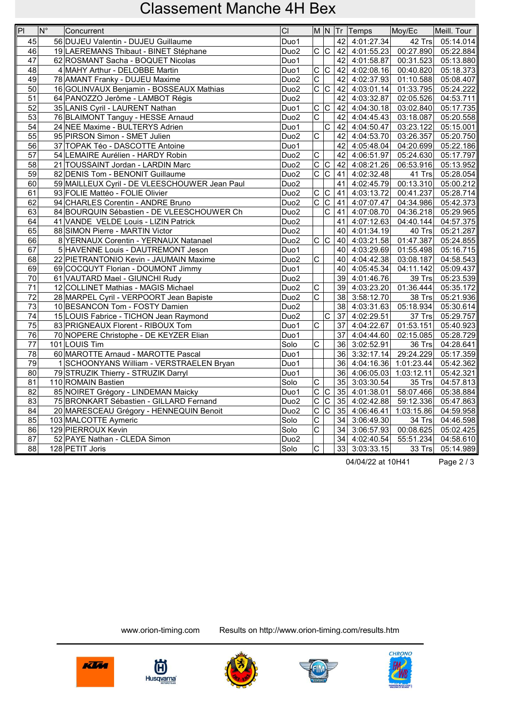# Classement Manche 4H Bex

| Pl | N° | Concurrent | Cl | M | N | Tr | Temps | Moy/Ec | Meill. Tour |
|---|---|---|---|---|---|---|---|---|---|
| 45 | 56 | DUJEU Valentin - DUJEU Guillaume | Duo1 | | | 42 | 4:01:27.34 | 42 Trs | 05:14.014 |
| 46 | 19 | LAEREMANS Thibaut - BINET Stéphane | Duo2 | C | C | 42 | 4:01:55.23 | 00:27.890 | 05:22.884 |
| 47 | 62 | ROSMANT Sacha - BOQUET Nicolas | Duo1 | | | 42 | 4:01:58.87 | 00:31.523 | 05:13.880 |
| 48 | 4 | MAHY Arthur - DELOBBE Martin | Duo1 | C | C | 42 | 4:02:08.16 | 00:40.820 | 05:18.373 |
| 49 | 78 | AMANT Franky - DUJEU Maxime | Duo2 | C | | 42 | 4:02:37.93 | 01:10.588 | 05:08.407 |
| 50 | 16 | GOLINVAUX Benjamin - BOSSEAUX Mathias | Duo2 | C | C | 42 | 4:03:01.14 | 01:33.795 | 05:24.222 |
| 51 | 64 | PANOZZO Jerôme - LAMBOT Régis | Duo2 | | | 42 | 4:03:32.87 | 02:05.526 | 04:53.711 |
| 52 | 35 | LANIS Cyril - LAURENT Nathan | Duo1 | C | C | 42 | 4:04:30.18 | 03:02.840 | 05:17.735 |
| 53 | 76 | BLAIMONT Tanguy - HESSE Arnaud | Duo2 | C | | 42 | 4:04:45.43 | 03:18.087 | 05:20.558 |
| 54 | 24 | NEE Maxime - BULTERYS Adrien | Duo1 | | C | 42 | 4:04:50.47 | 03:23.122 | 05:15.001 |
| 55 | 95 | PIRSON Simon - SMET Julien | Duo2 | C | | 42 | 4:04:53.70 | 03:26.357 | 05:20.750 |
| 56 | 37 | TOPAK Téo - DASCOTTE Antoine | Duo1 | | | 42 | 4:05:48.04 | 04:20.699 | 05:22.186 |
| 57 | 54 | LEMAIRE Aurélien - HARDY Robin | Duo2 | C | | 42 | 4:06:51.97 | 05:24.630 | 05:17.797 |
| 58 | 21 | TOUSSAINT Jordan - LARDIN Marc | Duo2 | C | C | 42 | 4:08:21.26 | 06:53.916 | 05:13.952 |
| 59 | 82 | DENIS Tom - BENONIT Guillaume | Duo2 | C | C | 41 | 4:02:32.48 | 41 Trs | 05:28.054 |
| 60 | 59 | MAILLEUX Cyril - DE VLEESCHOUWER Jean Paul | Duo2 | | | 41 | 4:02:45.79 | 00:13.310 | 05:00.212 |
| 61 | 93 | FOLIE Mattéo - FOLIE Olivier | Duo2 | C | C | 41 | 4:03:13.72 | 00:41.237 | 05:28.714 |
| 62 | 94 | CHARLES Corentin - ANDRE Bruno | Duo2 | C | C | 41 | 4:07:07.47 | 04:34.986 | 05:42.373 |
| 63 | 84 | BOURQUIN Sébastien - DE VLEESCHOUWER Ch | Duo2 | | C | 41 | 4:07:08.70 | 04:36.218 | 05:29.965 |
| 64 | 41 | VANDE VELDE Louis - LIZIN Patrick | Duo2 | | | 41 | 4:07:12.63 | 04:40.144 | 04:57.375 |
| 65 | 88 | SIMON Pierre - MARTIN Victor | Duo2 | | | 40 | 4:01:34.19 | 40 Trs | 05:21.287 |
| 66 | 8 | YERNAUX Corentin - YERNAUX Natanael | Duo2 | C | C | 40 | 4:03:21.58 | 01:47.387 | 05:24.855 |
| 67 | 5 | HAVENNE Louis - DAUTREMONT Jeson | Duo1 | | | 40 | 4:03:29.69 | 01:55.498 | 05:16.715 |
| 68 | 22 | PIETRANTONIO Kevin - JAUMAIN Maxime | Duo2 | C | | 40 | 4:04:42.38 | 03:08.187 | 04:58.543 |
| 69 | 69 | COCQUYT Florian - DOUMONT Jimmy | Duo1 | | | 40 | 4:05:45.34 | 04:11.142 | 05:09.437 |
| 70 | 61 | VAUTARD Mael - GIUNCHI Rudy | Duo2 | | | 39 | 4:01:46.76 | 39 Trs | 05:23.539 |
| 71 | 12 | COLLINET Mathias - MAGIS Michael | Duo2 | C | | 39 | 4:03:23.20 | 01:36.444 | 05:35.172 |
| 72 | 28 | MARPEL Cyril - VERPOORT Jean Bapiste | Duo2 | C | | 38 | 3:58:12.70 | 38 Trs | 05:21.936 |
| 73 | 10 | BESANCON Tom - FOSTY Damien | Duo2 | | | 38 | 4:03:31.63 | 05:18.934 | 05:30.614 |
| 74 | 15 | LOUIS Fabrice - TICHON Jean Raymond | Duo2 | | C | 37 | 4:02:29.51 | 37 Trs | 05:29.757 |
| 75 | 83 | PRIGNEAUX Florent - RIBOUX Tom | Duo1 | C | | 37 | 4:04:22.67 | 01:53.151 | 05:40.923 |
| 76 | 70 | NOPERE Christophe - DE KEYZER Elian | Duo1 | | | 37 | 4:04:44.60 | 02:15.085 | 05:28.729 |
| 77 | 101 | LOUIS Tim | Solo | C | | 36 | 3:02:52.91 | 36 Trs | 04:28.641 |
| 78 | 60 | MAROTTE Arnaud - MAROTTE Pascal | Duo1 | | | 36 | 3:32:17.14 | 29:24.229 | 05:17.359 |
| 79 | 1 | SCHOONYANS William - VERSTRAELEN Bryan | Duo1 | | | 36 | 4:04:16.36 | 1:01:23.44 | 05:42.362 |
| 80 | 79 | STRUZIK Thierry - STRUZIK Darryl | Duo1 | | | 36 | 4:06:05.03 | 1:03:12.11 | 05:42.321 |
| 81 | 110 | ROMAIN Bastien | Solo | C | | 35 | 3:03:30.54 | 35 Trs | 04:57.813 |
| 82 | 85 | NOIRET Grégory - LINDEMAN Maicky | Duo1 | C | C | 35 | 4:01:38.01 | 58:07.466 | 05:38.884 |
| 83 | 75 | BRONKART Sébastien - GILLARD Fernand | Duo2 | C | C | 35 | 4:02:42.88 | 59:12.336 | 05:47.863 |
| 84 | 20 | MARESCEAU Grégory - HENNEQUIN Benoit | Duo2 | C | C | 35 | 4:06:46.41 | 1:03:15.86 | 04:59.958 |
| 85 | 103 | MALCOTTE Aymeric | Solo | C | | 34 | 3:06:49.30 | 34 Trs | 04:46.598 |
| 86 | 129 | PIERROUX Kevin | Solo | C | | 34 | 3:06:57.93 | 00:08.625 | 05:02.425 |
| 87 | 52 | PAYE Nathan - CLEDA Simon | Duo2 | | | 34 | 4:02:40.54 | 55:51.234 | 04:58.610 |
| 88 | 128 | PETIT Joris | Solo | C | | 33 | 3:03:33.15 | 33 Trs | 05:14.989 |

04/04/22 at 10H41

www.orion-timing.com Results on http://www.orion-timing.com/results.htm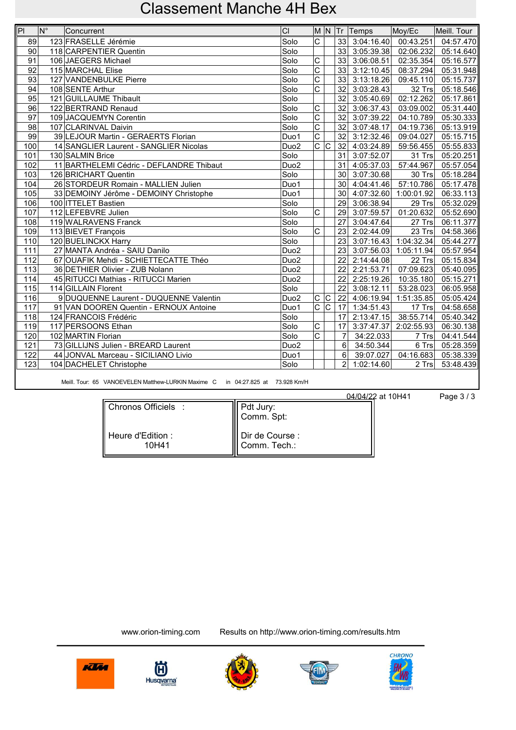# Classement Manche 4H Bex

| Pl | N° | Concurrent | Cl | M | N | Tr | Temps | Moy/Ec | Meill. Tour |
|---|---|---|---|---|---|---|---|---|---|
| 89 | 123 | FRASELLE Jérémie | Solo | C | | 33 | 3:04:16.40 | 00:43.251 | 04:57.470 |
| 90 | 118 | CARPENTIER Quentin | Solo | | | 33 | 3:05:39.38 | 02:06.232 | 05:14.640 |
| 91 | 106 | JAEGERS Michael | Solo | C | | 33 | 3:06:08.51 | 02:35.354 | 05:16.577 |
| 92 | 115 | MARCHAL Elise | Solo | C | | 33 | 3:12:10.45 | 08:37.294 | 05:31.948 |
| 93 | 127 | VANDENBULKE Pierre | Solo | C | | 33 | 3:13:18.26 | 09:45.110 | 05:15.737 |
| 94 | 108 | SENTE Arthur | Solo | C | | 32 | 3:03:28.43 | 32 Trs | 05:18.546 |
| 95 | 121 | GUILLAUME Thibault | Solo | | | 32 | 3:05:40.69 | 02:12.262 | 05:17.861 |
| 96 | 122 | BERTRAND Renaud | Solo | C | | 32 | 3:06:37.43 | 03:09.002 | 05:31.440 |
| 97 | 109 | JACQUEMYN Corentin | Solo | C | | 32 | 3:07:39.22 | 04:10.789 | 05:30.333 |
| 98 | 107 | CLARINVAL Daivin | Solo | C | | 32 | 3:07:48.17 | 04:19.736 | 05:13.919 |
| 99 | 39 | LEJOUR Martin - GERAERTS Florian | Duo1 | C | | 32 | 3:12:32.46 | 09:04.027 | 05:15.715 |
| 100 | 14 | SANGLIER Laurent - SANGLIER Nicolas | Duo2 | C | C | 32 | 4:03:24.89 | 59:56.455 | 05:55.833 |
| 101 | 130 | SALMIN Brice | Solo | | | 31 | 3:07:52.07 | 31 Trs | 05:20.251 |
| 102 | 11 | BARTHELEMI Cédric - DEFLANDRE Thibaut | Duo2 | | | 31 | 4:05:37.03 | 57:44.967 | 05:57.054 |
| 103 | 126 | BRICHART Quentin | Solo | | | 30 | 3:07:30.68 | 30 Trs | 05:18.284 |
| 104 | 26 | STORDEUR Romain - MALLIEN Julien | Duo1 | | | 30 | 4:04:41.46 | 57:10.786 | 05:17.478 |
| 105 | 33 | DEMOINY Jérôme - DEMOINY Christophe | Duo1 | | | 30 | 4:07:32.60 | 1:00:01.92 | 06:33.113 |
| 106 | 100 | ITTELET Bastien | Solo | | | 29 | 3:06:38.94 | 29 Trs | 05:32.029 |
| 107 | 112 | LEFEBVRE Julien | Solo | C | | 29 | 3:07:59.57 | 01:20.632 | 05:52.690 |
| 108 | 119 | WALRAVENS Franck | Solo | | | 27 | 3:04:47.64 | 27 Trs | 06:11.377 |
| 109 | 113 | BIEVET François | Solo | C | | 23 | 2:02:44.09 | 23 Trs | 04:58.366 |
| 110 | 120 | BUELINCKX Harry | Solo | | | 23 | 3:07:16.43 | 1:04:32.34 | 05:44.277 |
| 111 | 27 | MANTA Andréa - SAIU Danilo | Duo2 | | | 23 | 3:07:56.03 | 1:05:11.94 | 05:57.954 |
| 112 | 67 | OUAFIK Mehdi - SCHIETTECATTE Théo | Duo2 | | | 22 | 2:14:44.08 | 22 Trs | 05:15.834 |
| 113 | 36 | DETHIER Olivier - ZUB Nolann | Duo2 | | | 22 | 2:21:53.71 | 07:09.623 | 05:40.095 |
| 114 | 45 | RITUCCI Mathias - RITUCCI Marien | Duo2 | | | 22 | 2:25:19.26 | 10:35.180 | 05:15.271 |
| 115 | 114 | GILLAIN Florent | Solo | | | 22 | 3:08:12.11 | 53:28.023 | 06:05.958 |
| 116 | 9 | DUQUENNE Laurent - DUQUENNE Valentin | Duo2 | C | C | 22 | 4:06:19.94 | 1:51:35.85 | 05:05.424 |
| 117 | 91 | VAN DOOREN Quentin - ERNOUX Antoine | Duo1 | C | C | 17 | 1:34:51.43 | 17 Trs | 04:58.658 |
| 118 | 124 | FRANCOIS Frédéric | Solo | | | 17 | 2:13:47.15 | 38:55.714 | 05:40.342 |
| 119 | 117 | PERSOONS Ethan | Solo | C | | 17 | 3:37:47.37 | 2:02:55.93 | 06:30.138 |
| 120 | 102 | MARTIN Florian | Solo | C | | 7 | 34:22.033 | 7 Trs | 04:41.544 |
| 121 | 73 | GILLIJNS Julien - BREARD Laurent | Duo2 | | | 6 | 34:50.344 | 6 Trs | 05:28.359 |
| 122 | 44 | JONVAL Marceau - SICILIANO Livio | Duo1 | | | 6 | 39:07.027 | 04:16.683 | 05:38.339 |
| 123 | 104 | DACHELET Christophe | Solo | | | 2 | 1:02:14.60 | 2 Trs | 53:48.439 |

Meill. Tour: 65 VANOEVELEN Matthew-LURKIN Maxime C in 04:27.825 at 73.928 Km/H

04/04/22 at 10H41

| Chronos Officiels : | Pdt Jury: |
|---|---|
| | Comm. Spt: |
| Heure d'Edition : 10H41 | Dir de Course : |
| | Comm. Tech.: |

www.orion-timing.com Results on http://www.orion-timing.com/results.htm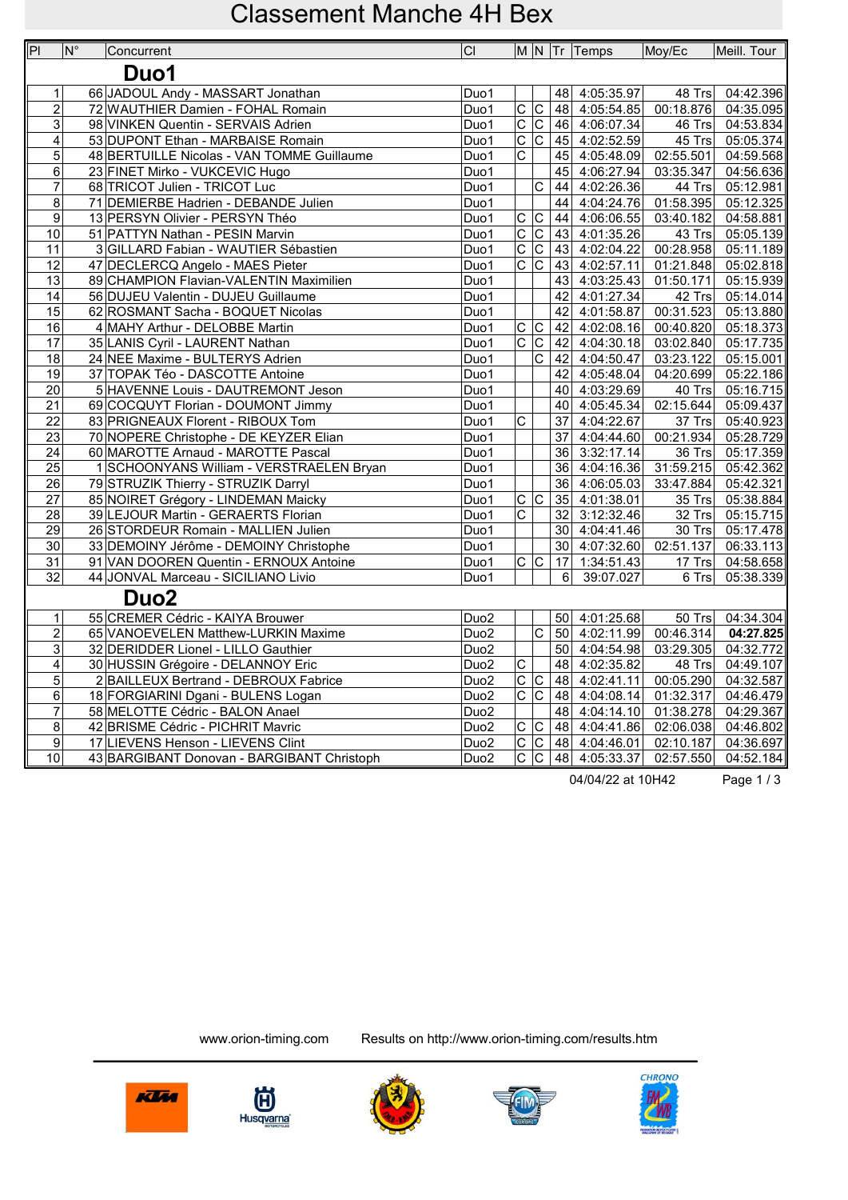# Classement Manche 4H Bex

| Pl | N° | Concurrent | Cl | M | N | Tr | Temps | Moy/Ec | Meill. Tour |
|---|---|---|---|---|---|---|---|---|---|
| | | **Duo1** | | | | | | | |
| 1 | 66 | JADOUL Andy - MASSART Jonathan | Duo1 | | | 48 | 4:05:35.97 | 48 Trs | 04:42.396 |
| 2 | 72 | WAUTHIER Damien - FOHAL Romain | Duo1 | C | C | 48 | 4:05:54.85 | 00:18.876 | 04:35.095 |
| 3 | 98 | VINKEN Quentin - SERVAIS Adrien | Duo1 | C | C | 46 | 4:06:07.34 | 46 Trs | 04:53.834 |
| 4 | 53 | DUPONT Ethan - MARBAISE Romain | Duo1 | C | C | 45 | 4:02:52.59 | 45 Trs | 05:05.374 |
| 5 | 48 | BERTUILLE Nicolas - VAN TOMME Guillaume | Duo1 | C | | 45 | 4:05:48.09 | 02:55.501 | 04:59.568 |
| 6 | 23 | FINET Mirko - VUKCEVIC Hugo | Duo1 | | | 45 | 4:06:27.94 | 03:35.347 | 04:56.636 |
| 7 | 68 | TRICOT Julien - TRICOT Luc | Duo1 | | C | 44 | 4:02:26.36 | 44 Trs | 05:12.981 |
| 8 | 71 | DEMIERBE Hadrien - DEBANDE Julien | Duo1 | | | 44 | 4:04:24.76 | 01:58.395 | 05:12.325 |
| 9 | 13 | PERSYN Olivier - PERSYN Théo | Duo1 | C | C | 44 | 4:06:06.55 | 03:40.182 | 04:58.881 |
| 10 | 51 | PATTYN Nathan - PESIN Marvin | Duo1 | C | C | 43 | 4:01:35.26 | 43 Trs | 05:05.139 |
| 11 | 3 | GILLARD Fabian - WAUTIER Sébastien | Duo1 | C | C | 43 | 4:02:04.22 | 00:28.958 | 05:11.189 |
| 12 | 47 | DECLERCQ Angelo - MAES Pieter | Duo1 | C | C | 43 | 4:02:57.11 | 01:21.848 | 05:02.818 |
| 13 | 89 | CHAMPION Flavian-VALENTIN Maximilien | Duo1 | | | 43 | 4:03:25.43 | 01:50.171 | 05:15.939 |
| 14 | 56 | DUJEU Valentin - DUJEU Guillaume | Duo1 | | | 42 | 4:01:27.34 | 42 Trs | 05:14.014 |
| 15 | 62 | ROSMANT Sacha - BOQUET Nicolas | Duo1 | | | 42 | 4:01:58.87 | 00:31.523 | 05:13.880 |
| 16 | 4 | MAHY Arthur - DELOBBE Martin | Duo1 | C | C | 42 | 4:02:08.16 | 00:40.820 | 05:18.373 |
| 17 | 35 | LANIS Cyril - LAURENT Nathan | Duo1 | C | C | 42 | 4:04:30.18 | 03:02.840 | 05:17.735 |
| 18 | 24 | NEE Maxime - BULTERYS Adrien | Duo1 | | C | 42 | 4:04:50.47 | 03:23.122 | 05:15.001 |
| 19 | 37 | TOPAK Téo - DASCOTTE Antoine | Duo1 | | | 42 | 4:05:48.04 | 04:20.699 | 05:22.186 |
| 20 | 5 | HAVENNE Louis - DAUTREMONT Jeson | Duo1 | | | 40 | 4:03:29.69 | 40 Trs | 05:16.715 |
| 21 | 69 | COCQUYT Florian - DOUMONT Jimmy | Duo1 | | | 40 | 4:05:45.34 | 02:15.644 | 05:09.437 |
| 22 | 83 | PRIGNEAUX Florent - RIBOUX Tom | Duo1 | C | | 37 | 4:04:22.67 | 37 Trs | 05:40.923 |
| 23 | 70 | NOPERE Christophe - DE KEYZER Elian | Duo1 | | | 37 | 4:04:44.60 | 00:21.934 | 05:28.729 |
| 24 | 60 | MAROTTE Arnaud - MAROTTE Pascal | Duo1 | | | 36 | 3:32:17.14 | 36 Trs | 05:17.359 |
| 25 | 1 | SCHOONYANS William - VERSTRAELEN Bryan | Duo1 | | | 36 | 4:04:16.36 | 31:59.215 | 05:42.362 |
| 26 | 79 | STRUZIK Thierry - STRUZIK Darryl | Duo1 | | | 36 | 4:06:05.03 | 33:47.884 | 05:42.321 |
| 27 | 85 | NOIRET Grégory - LINDEMAN Maicky | Duo1 | C | C | 35 | 4:01:38.01 | 35 Trs | 05:38.884 |
| 28 | 39 | LEJOUR Martin - GERAERTS Florian | Duo1 | C | | 32 | 3:12:32.46 | 32 Trs | 05:15.715 |
| 29 | 26 | STORDEUR Romain - MALLIEN Julien | Duo1 | | | 30 | 4:04:41.46 | 30 Trs | 05:17.478 |
| 30 | 33 | DEMOINY Jérôme - DEMOINY Christophe | Duo1 | | | 30 | 4:07:32.60 | 02:51.137 | 06:33.113 |
| 31 | 91 | VAN DOOREN Quentin - ERNOUX Antoine | Duo1 | C | C | 17 | 1:34:51.43 | 17 Trs | 04:58.658 |
| 32 | 44 | JONVAL Marceau - SICILIANO Livio | Duo1 | | | 6 | 39:07.027 | 6 Trs | 05:38.339 |
| | | **Duo2** | | | | | | | |
| 1 | 55 | CREMER Cédric - KAIYA Brouwer | Duo2 | | | 50 | 4:01:25.68 | 50 Trs | 04:34.304 |
| 2 | 65 | VANOEVELEN Matthew-LURKIN Maxime | Duo2 | | C | 50 | 4:02:11.99 | 00:46.314 | **04:27.825** |
| 3 | 32 | DERIDDER Lionel - LILLO Gauthier | Duo2 | | | 50 | 4:04:54.98 | 03:29.305 | 04:32.772 |
| 4 | 30 | HUSSIN Grégoire - DELANNOY Eric | Duo2 | C | | 48 | 4:02:35.82 | 48 Trs | 04:49.107 |
| 5 | 2 | BAILLEUX Bertrand - DEBROUX Fabrice | Duo2 | C | C | 48 | 4:02:41.11 | 00:05.290 | 04:32.587 |
| 6 | 18 | FORGIARINI Dgani - BULENS Logan | Duo2 | C | C | 48 | 4:04:08.14 | 01:32.317 | 04:46.479 |
| 7 | 58 | MELOTTE Cédric - BALON Anael | Duo2 | | | 48 | 4:04:14.10 | 01:38.278 | 04:29.367 |
| 8 | 42 | BRISME Cédric - PICHRIT Mavric | Duo2 | C | C | 48 | 4:04:41.86 | 02:06.038 | 04:46.802 |
| 9 | 17 | LIEVENS Henson - LIEVENS Clint | Duo2 | C | C | 48 | 4:04:46.01 | 02:10.187 | 04:36.697 |
| 10 | 43 | BARGIBANT Donovan - BARGIBANT Christoph | Duo2 | C | C | 48 | 4:05:33.37 | 02:57.550 | 04:52.184 |

04/04/22 at 10H42

www.orion-timing.com Results on http://www.orion-timing.com/results.htm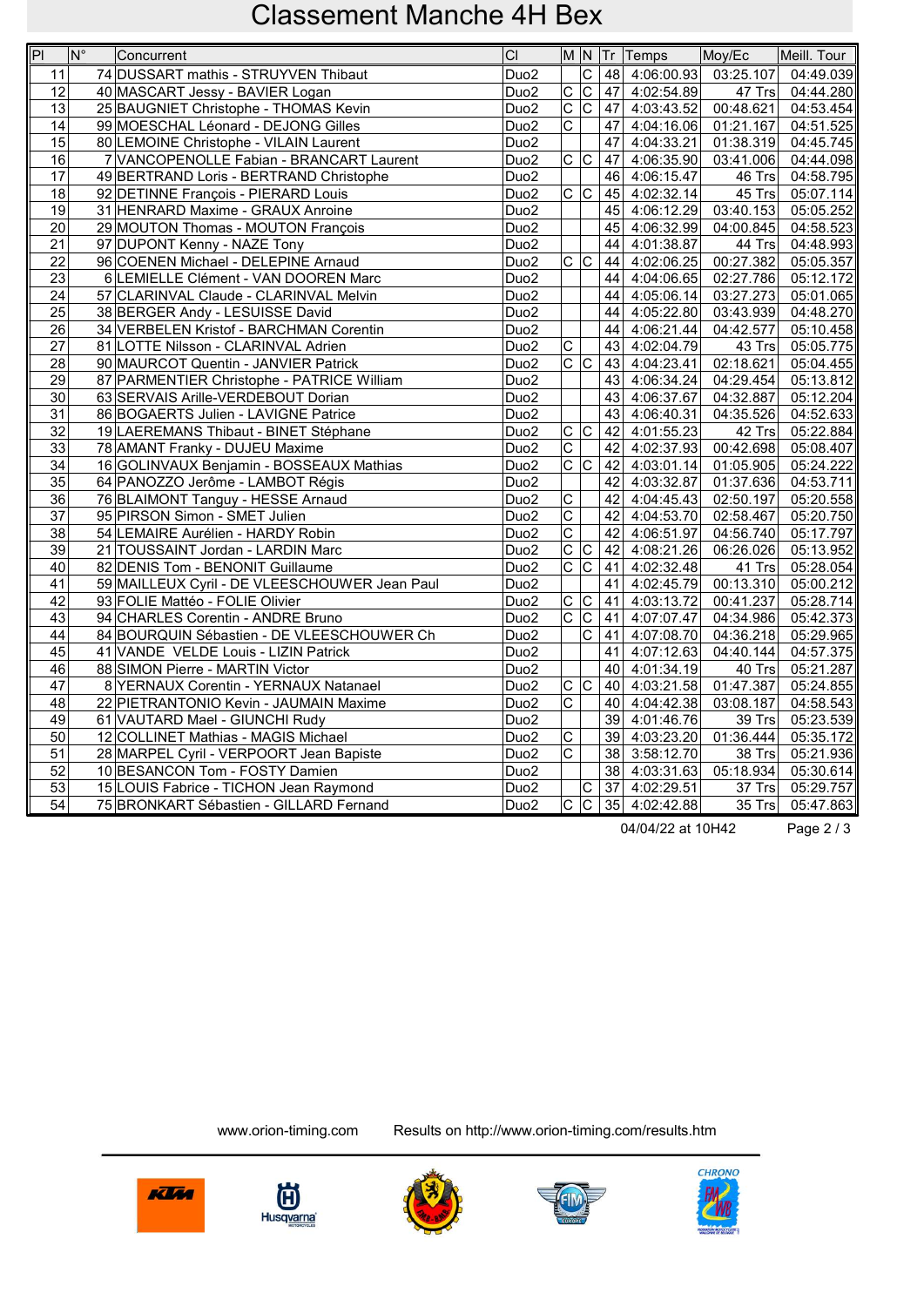# Classement Manche 4H Bex

| Pl | N° | Concurrent | Cl | M | N | Tr | Temps | Moy/Ec | Meill. Tour |
|---|---|---|---|---|---|---|---|---|---|
| 11 | 74 | DUSSART mathis - STRUYVEN Thibaut | Duo2 | | C | 48 | 4:06:00.93 | 03:25.107 | 04:49.039 |
| 12 | 40 | MASCART Jessy - BAVIER Logan | Duo2 | C | C | 47 | 4:02:54.89 | 47 Trs | 04:44.280 |
| 13 | 25 | BAUGNIET Christophe - THOMAS Kevin | Duo2 | C | C | 47 | 4:03:43.52 | 00:48.621 | 04:53.454 |
| 14 | 99 | MOESCHAL Léonard - DEJONG Gilles | Duo2 | C | | 47 | 4:04:16.06 | 01:21.167 | 04:51.525 |
| 15 | 80 | LEMOINE Christophe - VILAIN Laurent | Duo2 | | | 47 | 4:04:33.21 | 01:38.319 | 04:45.745 |
| 16 | 7 | VANCOPENOLLE Fabian - BRANCART Laurent | Duo2 | C | C | 47 | 4:06:35.90 | 03:41.006 | 04:44.098 |
| 17 | 49 | BERTRAND Loris - BERTRAND Christophe | Duo2 | | | 46 | 4:06:15.47 | 46 Trs | 04:58.795 |
| 18 | 92 | DETINNE François - PIERARD Louis | Duo2 | C | C | 45 | 4:02:32.14 | 45 Trs | 05:07.114 |
| 19 | 31 | HENRARD Maxime - GRAUX Anroine | Duo2 | | | 45 | 4:06:12.29 | 03:40.153 | 05:05.252 |
| 20 | 29 | MOUTON Thomas - MOUTON François | Duo2 | | | 45 | 4:06:32.99 | 04:00.845 | 04:58.523 |
| 21 | 97 | DUPONT Kenny - NAZE Tony | Duo2 | | | 44 | 4:01:38.87 | 44 Trs | 04:48.993 |
| 22 | 96 | COENEN Michael - DELEPINE Arnaud | Duo2 | C | C | 44 | 4:02:06.25 | 00:27.382 | 05:05.357 |
| 23 | 6 | LEMIELLE Clément - VAN DOOREN Marc | Duo2 | | | 44 | 4:04:06.65 | 02:27.786 | 05:12.172 |
| 24 | 57 | CLARINVAL Claude - CLARINVAL Melvin | Duo2 | | | 44 | 4:05:06.14 | 03:27.273 | 05:01.065 |
| 25 | 38 | BERGER Andy - LESUISSE David | Duo2 | | | 44 | 4:05:22.80 | 03:43.939 | 04:48.270 |
| 26 | 34 | VERBELEN Kristof - BARCHMAN Corentin | Duo2 | | | 44 | 4:06:21.44 | 04:42.577 | 05:10.458 |
| 27 | 81 | LOTTE Nilsson - CLARINVAL Adrien | Duo2 | C | | 43 | 4:02:04.79 | 43 Trs | 05:05.775 |
| 28 | 90 | MAURCOT Quentin - JANVIER Patrick | Duo2 | C | C | 43 | 4:04:23.41 | 02:18.621 | 05:04.455 |
| 29 | 87 | PARMENTIER Christophe - PATRICE William | Duo2 | | | 43 | 4:06:34.24 | 04:29.454 | 05:13.812 |
| 30 | 63 | SERVAIS Arille-VERDEBOUT Dorian | Duo2 | | | 43 | 4:06:37.67 | 04:32.887 | 05:12.204 |
| 31 | 86 | BOGAERTS Julien - LAVIGNE Patrice | Duo2 | | | 43 | 4:06:40.31 | 04:35.526 | 04:52.633 |
| 32 | 19 | LAEREMANS Thibaut - BINET Stéphane | Duo2 | C | C | 42 | 4:01:55.23 | 42 Trs | 05:22.884 |
| 33 | 78 | AMANT Franky - DUJEU Maxime | Duo2 | C | | 42 | 4:02:37.93 | 00:42.698 | 05:08.407 |
| 34 | 16 | GOLINVAUX Benjamin - BOSSEAUX Mathias | Duo2 | C | C | 42 | 4:03:01.14 | 01:05.905 | 05:24.222 |
| 35 | 64 | PANOZZO Jerôme - LAMBOT Régis | Duo2 | | | 42 | 4:03:32.87 | 01:37.636 | 04:53.711 |
| 36 | 76 | BLAIMONT Tanguy - HESSE Arnaud | Duo2 | C | | 42 | 4:04:45.43 | 02:50.197 | 05:20.558 |
| 37 | 95 | PIRSON Simon - SMET Julien | Duo2 | C | | 42 | 4:04:53.70 | 02:58.467 | 05:20.750 |
| 38 | 54 | LEMAIRE Aurélien - HARDY Robin | Duo2 | C | | 42 | 4:06:51.97 | 04:56.740 | 05:17.797 |
| 39 | 21 | TOUSSAINT Jordan - LARDIN Marc | Duo2 | C | C | 42 | 4:08:21.26 | 06:26.026 | 05:13.952 |
| 40 | 82 | DENIS Tom - BENONIT Guillaume | Duo2 | C | C | 41 | 4:02:32.48 | 41 Trs | 05:28.054 |
| 41 | 59 | MAILLEUX Cyril - DE VLEESCHOUWER Jean Paul | Duo2 | | | 41 | 4:02:45.79 | 00:13.310 | 05:00.212 |
| 42 | 93 | FOLIE Mattéo - FOLIE Olivier | Duo2 | C | C | 41 | 4:03:13.72 | 00:41.237 | 05:28.714 |
| 43 | 94 | CHARLES Corentin - ANDRE Bruno | Duo2 | C | C | 41 | 4:07:07.47 | 04:34.986 | 05:42.373 |
| 44 | 84 | BOURQUIN Sébastien - DE VLEESCHOUWER Ch | Duo2 | | C | 41 | 4:07:08.70 | 04:36.218 | 05:29.965 |
| 45 | 41 | VANDE VELDE Louis - LIZIN Patrick | Duo2 | | | 41 | 4:07:12.63 | 04:40.144 | 04:57.375 |
| 46 | 88 | SIMON Pierre - MARTIN Victor | Duo2 | | | 40 | 4:01:34.19 | 40 Trs | 05:21.287 |
| 47 | 8 | YERNAUX Corentin - YERNAUX Natanael | Duo2 | C | C | 40 | 4:03:21.58 | 01:47.387 | 05:24.855 |
| 48 | 22 | PIETRANTONIO Kevin - JAUMAIN Maxime | Duo2 | C | | 40 | 4:04:42.38 | 03:08.187 | 04:58.543 |
| 49 | 61 | VAUTARD Mael - GIUNCHI Rudy | Duo2 | | | 39 | 4:01:46.76 | 39 Trs | 05:23.539 |
| 50 | 12 | COLLINET Mathias - MAGIS Michael | Duo2 | C | | 39 | 4:03:23.20 | 01:36.444 | 05:35.172 |
| 51 | 28 | MARPEL Cyril - VERPOORT Jean Bapiste | Duo2 | C | | 38 | 3:58:12.70 | 38 Trs | 05:21.936 |
| 52 | 10 | BESANCON Tom - FOSTY Damien | Duo2 | | | 38 | 4:03:31.63 | 05:18.934 | 05:30.614 |
| 53 | 15 | LOUIS Fabrice - TICHON Jean Raymond | Duo2 | | C | 37 | 4:02:29.51 | 37 Trs | 05:29.757 |
| 54 | 75 | BRONKART Sébastien - GILLARD Fernand | Duo2 | C | C | 35 | 4:02:42.88 | 35 Trs | 05:47.863 |

04/04/22 at 10H42

www.orion-timing.com    Results on http://www.orion-timing.com/results.htm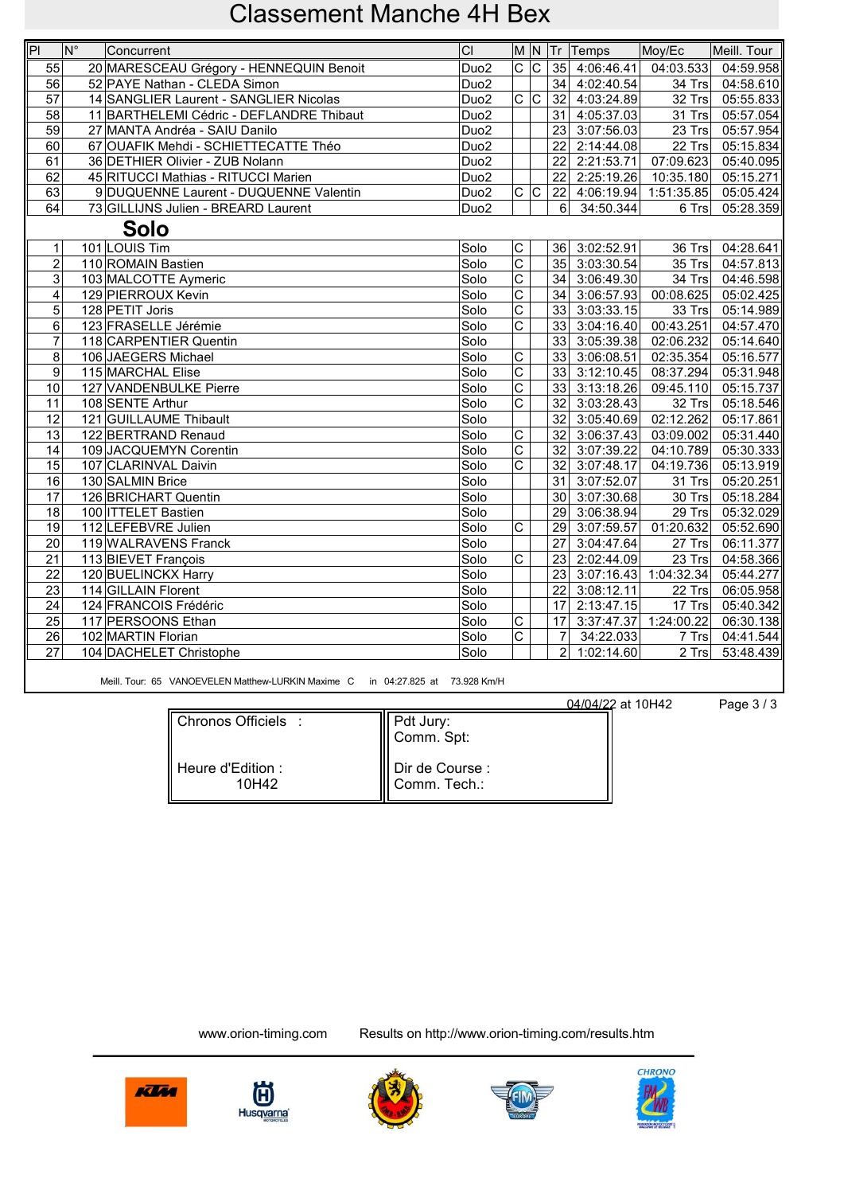# Classement Manche 4H Bex

| Pl | N° | Concurrent | Cl | M | N | Tr | Temps | Moy/Ec | Meill. Tour |
|---|---|---|---|---|---|---|---|---|---|
| 55 | 20 | MARESCEAU Grégory - HENNEQUIN Benoit | Duo2 | C | C | 35 | 4:06:46.41 | 04:03.533 | 04:59.958 |
| 56 | 52 | PAYE Nathan - CLEDA Simon | Duo2 | | | 34 | 4:02:40.54 | 34 Trs | 04:58.610 |
| 57 | 14 | SANGLIER Laurent - SANGLIER Nicolas | Duo2 | C | C | 32 | 4:03:24.89 | 32 Trs | 05:55.833 |
| 58 | 11 | BARTHELEMI Cédric - DEFLANDRE Thibaut | Duo2 | | | 31 | 4:05:37.03 | 31 Trs | 05:57.054 |
| 59 | 27 | MANTA Andréa - SAIU Danilo | Duo2 | | | 23 | 3:07:56.03 | 23 Trs | 05:57.954 |
| 60 | 67 | OUAFIK Mehdi - SCHIETTECATTE Théo | Duo2 | | | 22 | 2:14:44.08 | 22 Trs | 05:15.834 |
| 61 | 36 | DETHIER Olivier - ZUB Nolann | Duo2 | | | 22 | 2:21:53.71 | 07:09.623 | 05:40.095 |
| 62 | 45 | RITUCCI Mathias - RITUCCI Marien | Duo2 | | | 22 | 2:25:19.26 | 10:35.180 | 05:15.271 |
| 63 | 9 | DUQUENNE Laurent - DUQUENNE Valentin | Duo2 | C | C | 22 | 4:06:19.94 | 1:51:35.85 | 05:05.424 |
| 64 | 73 | GILLIJNS Julien - BREARD Laurent | Duo2 | | | 6 | 34:50.344 | 6 Trs | 05:28.359 |
| | | **Solo** | | | | | | | |
| 1 | 101 | LOUIS Tim | Solo | C | | 36 | 3:02:52.91 | 36 Trs | 04:28.641 |
| 2 | 110 | ROMAIN Bastien | Solo | C | | 35 | 3:03:30.54 | 35 Trs | 04:57.813 |
| 3 | 103 | MALCOTTE Aymeric | Solo | C | | 34 | 3:06:49.30 | 34 Trs | 04:46.598 |
| 4 | 129 | PIERROUX Kevin | Solo | C | | 34 | 3:06:57.93 | 00:08.625 | 05:02.425 |
| 5 | 128 | PETIT Joris | Solo | C | | 33 | 3:03:33.15 | 33 Trs | 05:14.989 |
| 6 | 123 | FRASELLE Jérémie | Solo | C | | 33 | 3:04:16.40 | 00:43.251 | 04:57.470 |
| 7 | 118 | CARPENTIER Quentin | Solo | | | 33 | 3:05:39.38 | 02:06.232 | 05:14.640 |
| 8 | 106 | JAEGERS Michael | Solo | C | | 33 | 3:06:08.51 | 02:35.354 | 05:16.577 |
| 9 | 115 | MARCHAL Elise | Solo | C | | 33 | 3:12:10.45 | 08:37.294 | 05:31.948 |
| 10 | 127 | VANDENBULKE Pierre | Solo | C | | 33 | 3:13:18.26 | 09:45.110 | 05:15.737 |
| 11 | 108 | SENTE Arthur | Solo | C | | 32 | 3:03:28.43 | 32 Trs | 05:18.546 |
| 12 | 121 | GUILLAUME Thibault | Solo | | | 32 | 3:05:40.69 | 02:12.262 | 05:17.861 |
| 13 | 122 | BERTRAND Renaud | Solo | C | | 32 | 3:06:37.43 | 03:09.002 | 05:31.440 |
| 14 | 109 | JACQUEMYN Corentin | Solo | C | | 32 | 3:07:39.22 | 04:10.789 | 05:30.333 |
| 15 | 107 | CLARINVAL Daivin | Solo | C | | 32 | 3:07:48.17 | 04:19.736 | 05:13.919 |
| 16 | 130 | SALMIN Brice | Solo | | | 31 | 3:07:52.07 | 31 Trs | 05:20.251 |
| 17 | 126 | BRICHART Quentin | Solo | | | 30 | 3:07:30.68 | 30 Trs | 05:18.284 |
| 18 | 100 | ITTELET Bastien | Solo | | | 29 | 3:06:38.94 | 29 Trs | 05:32.029 |
| 19 | 112 | LEFEBVRE Julien | Solo | C | | 29 | 3:07:59.57 | 01:20.632 | 05:52.690 |
| 20 | 119 | WALRAVENS Franck | Solo | | | 27 | 3:04:47.64 | 27 Trs | 06:11.377 |
| 21 | 113 | BIEVET François | Solo | C | | 23 | 2:02:44.09 | 23 Trs | 04:58.366 |
| 22 | 120 | BUELINCKX Harry | Solo | | | 23 | 3:07:16.43 | 1:04:32.34 | 05:44.277 |
| 23 | 114 | GILLAIN Florent | Solo | | | 22 | 3:08:12.11 | 22 Trs | 06:05.958 |
| 24 | 124 | FRANCOIS Frédéric | Solo | | | 17 | 2:13:47.15 | 17 Trs | 05:40.342 |
| 25 | 117 | PERSOONS Ethan | Solo | C | | 17 | 3:37:47.37 | 1:24:00.22 | 06:30.138 |
| 26 | 102 | MARTIN Florian | Solo | C | | 7 | 34:22.033 | 7 Trs | 04:41.544 |
| 27 | 104 | DACHELET Christophe | Solo | | | 2 | 1:02:14.60 | 2 Trs | 53:48.439 |

Meill. Tour: 65 VANOEVELEN Matthew-LURKIN Maxime C in 04:27.825 at 73.928 Km/H

04/04/22 at 10H42

| | |
|---|---|
| Chronos Officiels : | Pdt Jury: Comm. Spt: |
| Heure d'Edition : 10H42 | Dir de Course : Comm. Tech.: |

www.orion-timing.com Results on http://www.orion-timing.com/results.htm